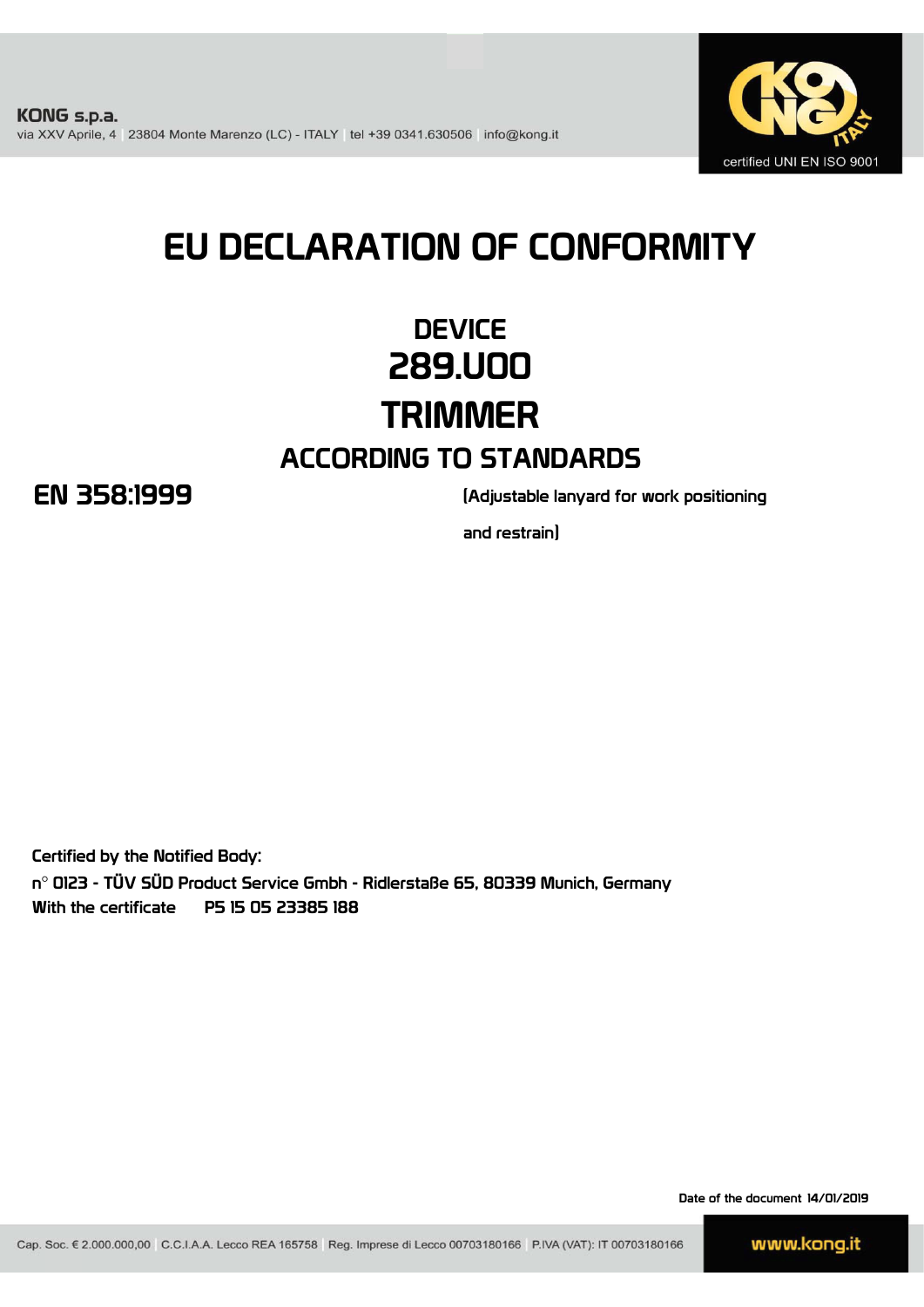**KONG s.p.a.**
via XXV Aprile, 4 | 23804 Monte Marenzo (LC) - ITALY | tel +39 0341.630506 | info@kong.it

certified UNI EN ISO 9001

# EU DECLARATION OF CONFORMITY

## DEVICE
## 289.U00
## TRIMMER
## ACCORDING TO STANDARDS

**EN 358:1999** (Adjustable lanyard for work positioning and restrain)

Certified by the Notified Body:
n° 0123 - TÜV SÜD Product Service Gmbh - Ridlerstaße 65, 80339 Munich, Germany
With the certificate P5 15 05 23385 188

Date of the document 14/01/2019

Cap. Soc. € 2.000.000,00 | C.C.I.A.A. Lecco REA 165758 | Reg. Imprese di Lecco 00703180166 | P.IVA (VAT): IT 00703180166

www.kong.it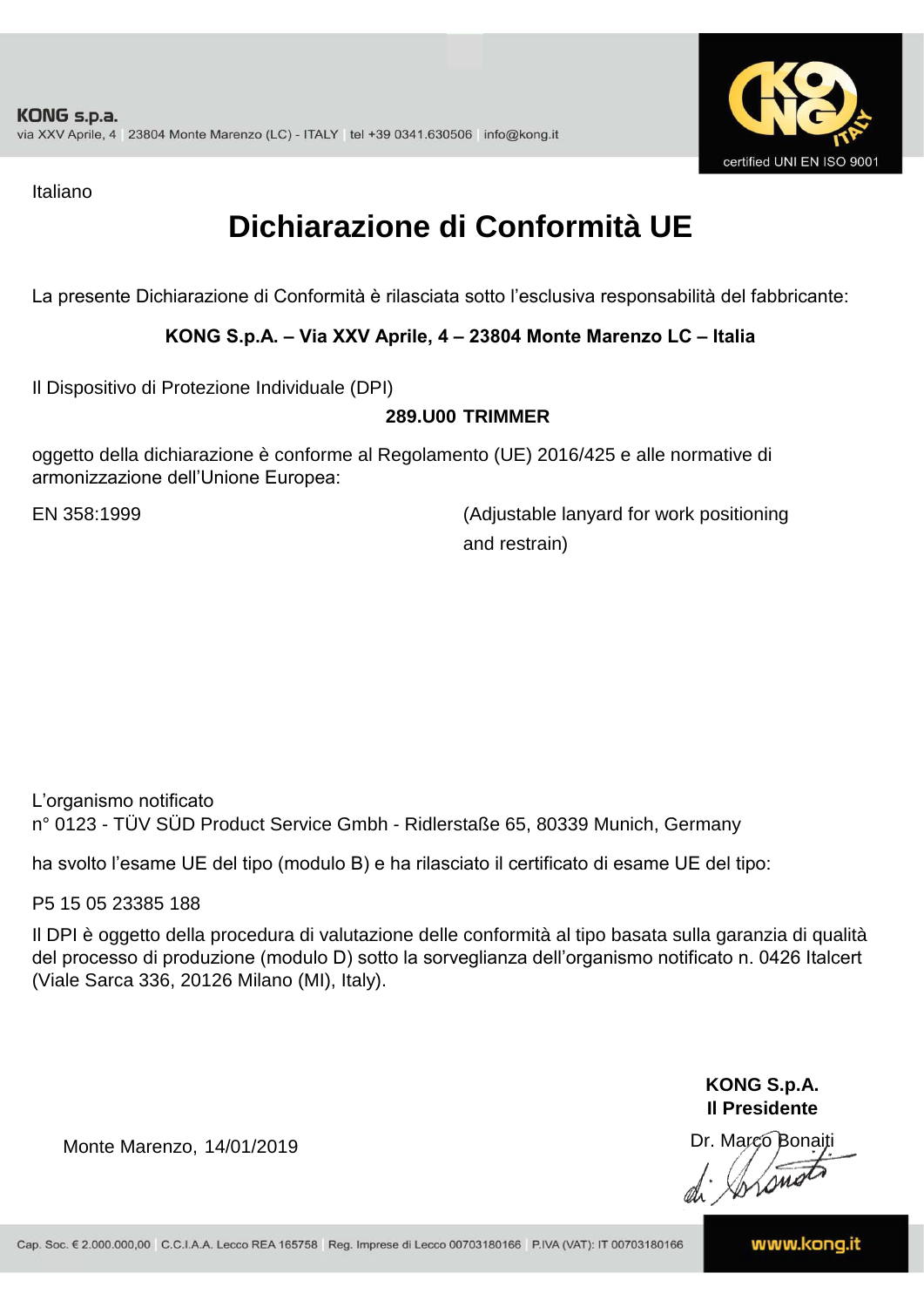Italiano

# Dichiarazione di Conformità UE

La presente Dichiarazione di Conformità è rilasciata sotto l'esclusiva responsabilità del fabbricante:

**KONG S.p.A. – Via XXV Aprile, 4 – 23804 Monte Marenzo LC – Italia**

Il Dispositivo di Protezione Individuale (DPI)

**289.U00 TRIMMER**

oggetto della dichiarazione è conforme al Regolamento (UE) 2016/425 e alle normative di armonizzazione dell'Unione Europea:

EN 358:1999 (Adjustable lanyard for work positioning and restrain)

L'organismo notificato
n° 0123 - TÜV SÜD Product Service Gmbh - Ridlerstaße 65, 80339 Munich, Germany

ha svolto l'esame UE del tipo (modulo B) e ha rilasciato il certificato di esame UE del tipo:

P5 15 05 23385 188

Il DPI è oggetto della procedura di valutazione delle conformità al tipo basata sulla garanzia di qualità del processo di produzione (modulo D) sotto la sorveglianza dell'organismo notificato n. 0426 Italcert (Viale Sarca 336, 20126 Milano (MI), Italy).

Monte Marenzo, 14/01/2019

**KONG S.p.A.**
**Il Presidente**
Dr. Marco Bonaiti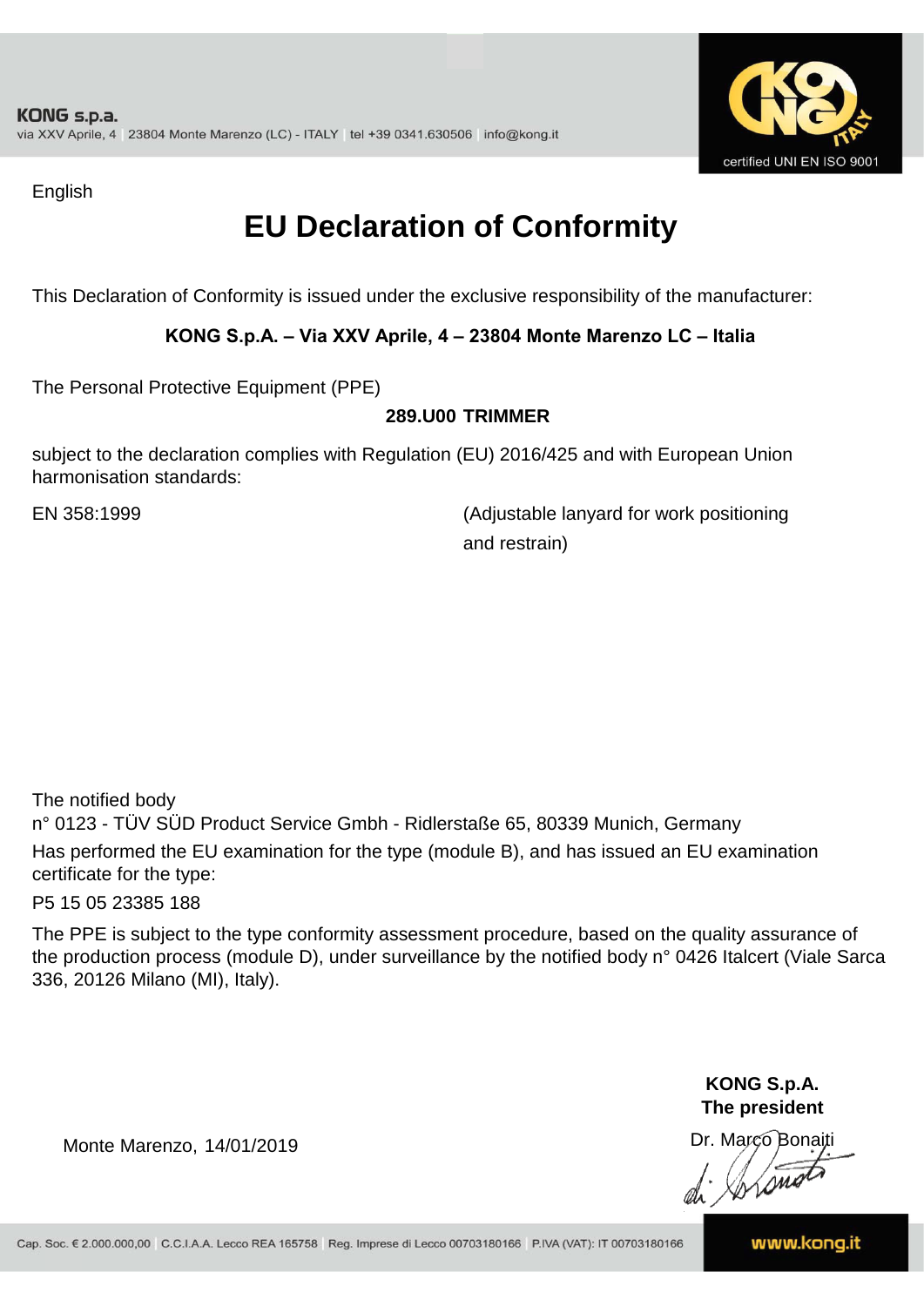English

# EU Declaration of Conformity

This Declaration of Conformity is issued under the exclusive responsibility of the manufacturer:

**KONG S.p.A. – Via XXV Aprile, 4 – 23804 Monte Marenzo LC – Italia**

The Personal Protective Equipment (PPE)

**289.U00 TRIMMER**

subject to the declaration complies with Regulation (EU) 2016/425 and with European Union harmonisation standards:

EN 358:1999 (Adjustable lanyard for work positioning and restrain)

The notified body
n° 0123 - TÜV SÜD Product Service Gmbh - Ridlerstaße 65, 80339 Munich, Germany
Has performed the EU examination for the type (module B), and has issued an EU examination certificate for the type:

P5 15 05 23385 188

The PPE is subject to the type conformity assessment procedure, based on the quality assurance of the production process (module D), under surveillance by the notified body n° 0426 Italcert (Viale Sarca 336, 20126 Milano (MI), Italy).

Monte Marenzo, 14/01/2019

**KONG S.p.A.**
**The president**
Dr. Marco Bonaiti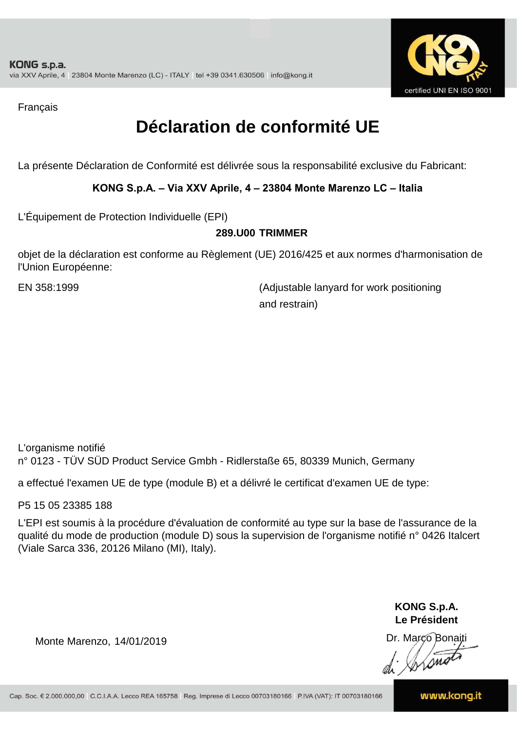KONG s.p.a.
via XXV Aprile, 4 | 23804 Monte Marenzo (LC) - ITALY | tel +39 0341.630506 | info@kong.it

certified UNI EN ISO 9001

Français

# Déclaration de conformité UE

La présente Déclaration de Conformité est délivrée sous la responsabilité exclusive du Fabricant:

**KONG S.p.A. – Via XXV Aprile, 4 – 23804 Monte Marenzo LC – Italia**

L'Équipement de Protection Individuelle (EPI)

**289.U00 TRIMMER**

objet de la déclaration est conforme au Règlement (UE) 2016/425 et aux normes d'harmonisation de l'Union Européenne:

EN 358:1999 (Adjustable lanyard for work positioning and restrain)

L'organisme notifié
n° 0123 - TÜV SÜD Product Service Gmbh - Ridlerstaße 65, 80339 Munich, Germany

a effectué l'examen UE de type (module B) et a délivré le certificat d'examen UE de type:

P5 15 05 23385 188

L'EPI est soumis à la procédure d'évaluation de conformité au type sur la base de l'assurance de la qualité du mode de production (module D) sous la supervision de l'organisme notifié n° 0426 Italcert (Viale Sarca 336, 20126 Milano (MI), Italy).

Monte Marenzo, 14/01/2019

**KONG S.p.A.**
**Le Président**
Dr. Marco Bonaiti

Cap. Soc. € 2.000.000,00 | C.C.I.A.A. Lecco REA 165758 | Reg. Imprese di Lecco 00703180166 | P.IVA (VAT): IT 00703180166

www.kong.it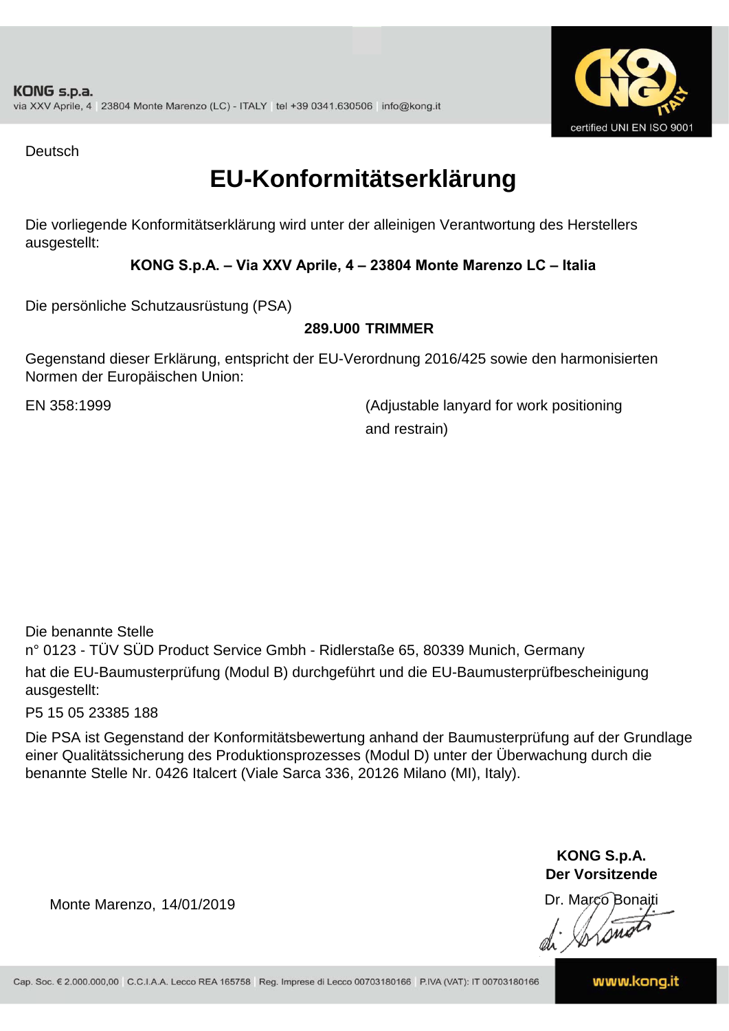**KONG s.p.a.**
via XXV Aprile, 4 | 23804 Monte Marenzo (LC) - ITALY | tel +39 0341.630506 | info@kong.it

certified UNI EN ISO 9001

Deutsch

# EU-Konformitätserklärung

Die vorliegende Konformitätserklärung wird unter der alleinigen Verantwortung des Herstellers ausgestellt:

**KONG S.p.A. – Via XXV Aprile, 4 – 23804 Monte Marenzo LC – Italia**

Die persönliche Schutzausrüstung (PSA)

**289.U00 TRIMMER**

Gegenstand dieser Erklärung, entspricht der EU-Verordnung 2016/425 sowie den harmonisierten Normen der Europäischen Union:

EN 358:1999 (Adjustable lanyard for work positioning and restrain)

Die benannte Stelle
n° 0123 - TÜV SÜD Product Service Gmbh - Ridlerstaße 65, 80339 Munich, Germany
hat die EU-Baumusterprüfung (Modul B) durchgeführt und die EU-Baumusterprüfbescheinigung ausgestellt:
P5 15 05 23385 188

Die PSA ist Gegenstand der Konformitätsbewertung anhand der Baumusterprüfung auf der Grundlage einer Qualitätssicherung des Produktionsprozesses (Modul D) unter der Überwachung durch die benannte Stelle Nr. 0426 Italcert (Viale Sarca 336, 20126 Milano (MI), Italy).

Monte Marenzo, 14/01/2019

**KONG S.p.A.**
**Der Vorsitzende**
Dr. Marco Bonaiti

Cap. Soc. € 2.000.000,00 | C.C.I.A.A. Lecco REA 165758 | Reg. Imprese di Lecco 00703180166 | P.IVA (VAT): IT 00703180166

www.kong.it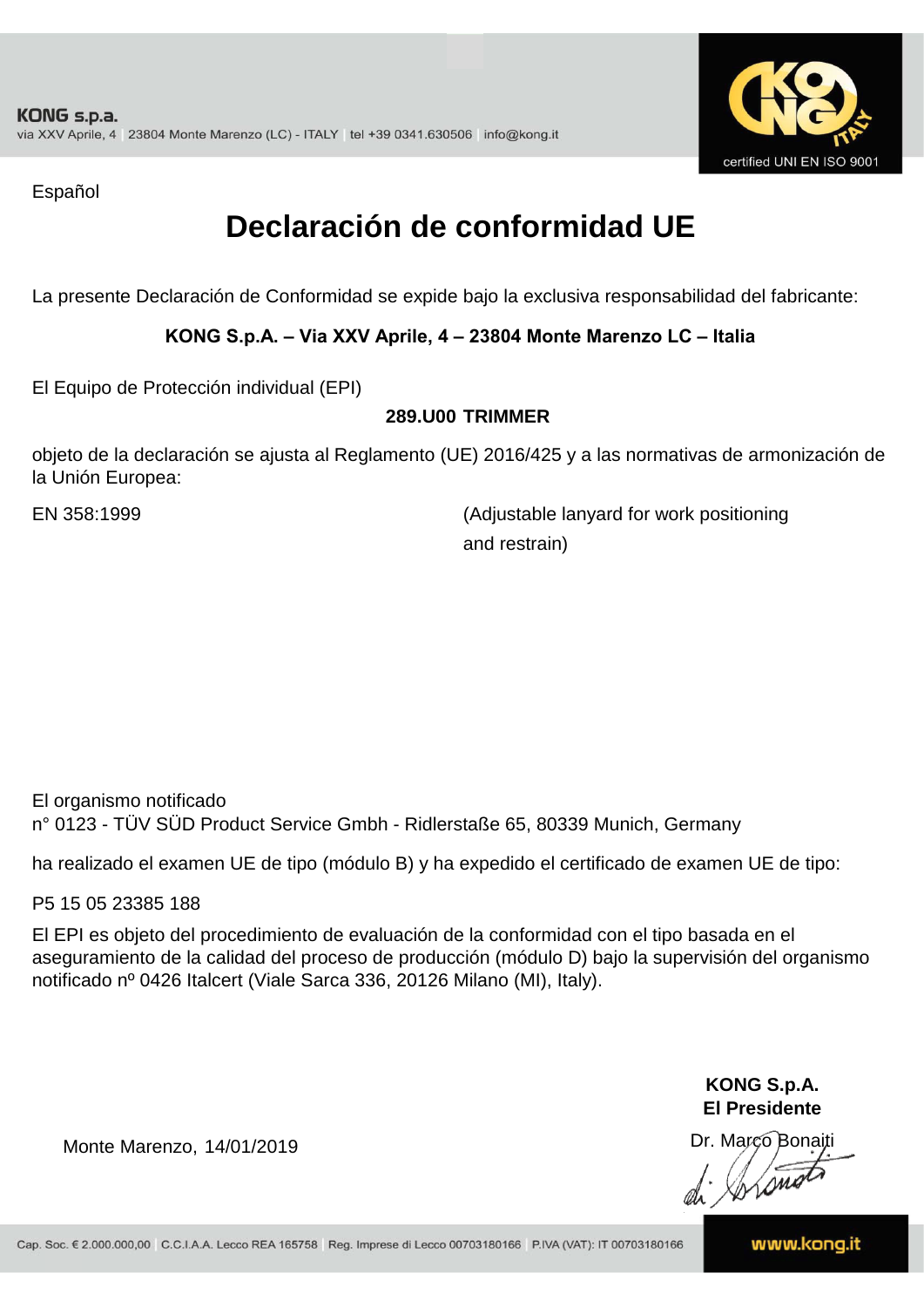KONG s.p.a.
via XXV Aprile, 4 | 23804 Monte Marenzo (LC) - ITALY | tel +39 0341.630506 | info@kong.it

certified UNI EN ISO 9001

Español

# Declaración de conformidad UE

La presente Declaración de Conformidad se expide bajo la exclusiva responsabilidad del fabricante:

**KONG S.p.A. – Via XXV Aprile, 4 – 23804 Monte Marenzo LC – Italia**

El Equipo de Protección individual (EPI)

**289.U00 TRIMMER**

objeto de la declaración se ajusta al Reglamento (UE) 2016/425 y a las normativas de armonización de la Unión Europea:

EN 358:1999 (Adjustable lanyard for work positioning and restrain)

El organismo notificado
n° 0123 - TÜV SÜD Product Service Gmbh - Ridlerstaße 65, 80339 Munich, Germany

ha realizado el examen UE de tipo (módulo B) y ha expedido el certificado de examen UE de tipo:

P5 15 05 23385 188

El EPI es objeto del procedimiento de evaluación de la conformidad con el tipo basada en el aseguramiento de la calidad del proceso de producción (módulo D) bajo la supervisión del organismo notificado nº 0426 Italcert (Viale Sarca 336, 20126 Milano (MI), Italy).

Monte Marenzo, 14/01/2019

**KONG S.p.A.**
**El Presidente**
Dr. Marco Bonaiti

Cap. Soc. € 2.000.000,00 | C.C.I.A.A. Lecco REA 165758 | Reg. Imprese di Lecco 00703180166 | P.IVA (VAT): IT 00703180166

www.kong.it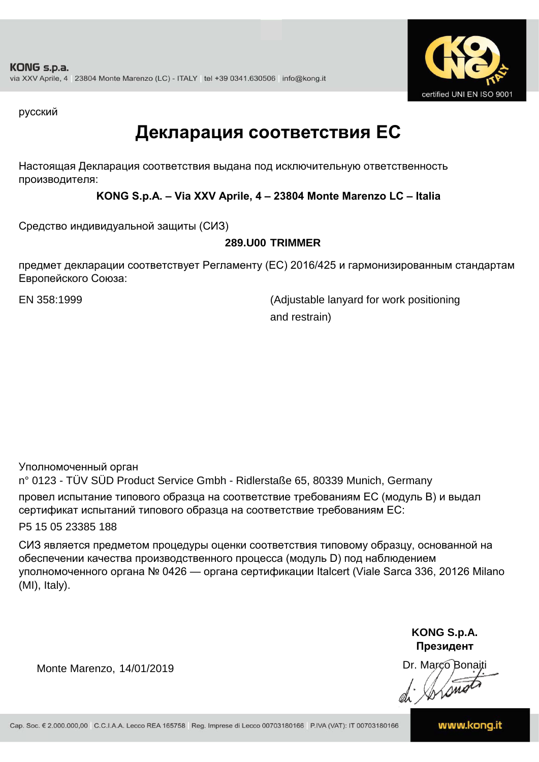KONG s.p.a.
via XXV Aprile, 4 | 23804 Monte Marenzo (LC) - ITALY | tel +39 0341.630506 | info@kong.it

certified UNI EN ISO 9001

русский

# Декларация соответствия ЕС

Настоящая Декларация соответствия выдана под исключительную ответственность производителя:

**KONG S.p.A. – Via XXV Aprile, 4 – 23804 Monte Marenzo LC – Italia**

Средство индивидуальной защиты (СИЗ)

**289.U00 TRIMMER**

предмет декларации соответствует Регламенту (ЕС) 2016/425 и гармонизированным стандартам Европейского Союза:

EN 358:1999 (Adjustable lanyard for work positioning and restrain)

Уполномоченный орган
n° 0123 - TÜV SÜD Product Service Gmbh - Ridlerstaße 65, 80339 Munich, Germany
провел испытание типового образца на соответствие требованиям ЕС (модуль B) и выдал сертификат испытаний типового образца на соответствие требованиям ЕС:

P5 15 05 23385 188

СИЗ является предметом процедуры оценки соответствия типовому образцу, основанной на обеспечении качества производственного процесса (модуль D) под наблюдением уполномоченного органа № 0426 — органа сертификации Italcert (Viale Sarca 336, 20126 Milano (MI), Italy).

Monte Marenzo, 14/01/2019

**KONG S.p.A.**
**Президент**
Dr. Marco Bonaiti

Cap. Soc. € 2.000.000,00 | C.C.I.A.A. Lecco REA 165758 | Reg. Imprese di Lecco 00703180166 | P.IVA (VAT): IT 00703180166 | www.kong.it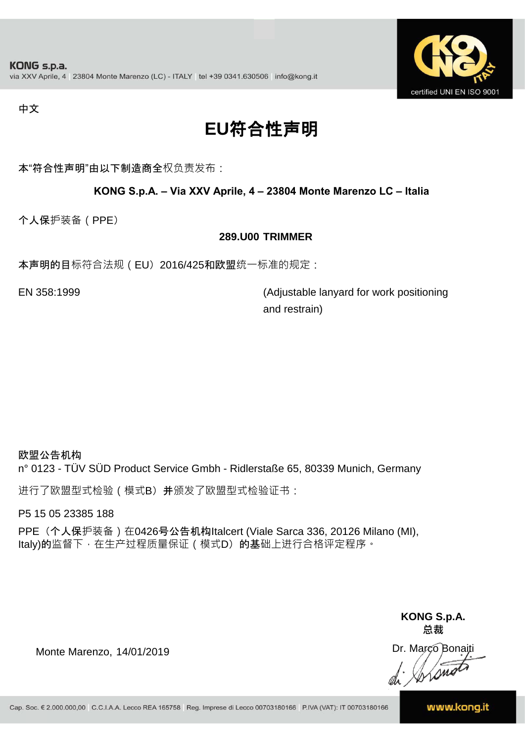KONG s.p.a.
via XXV Aprile, 4 | 23804 Monte Marenzo (LC) - ITALY | tel +39 0341.630506 | info@kong.it

certified UNI EN ISO 9001

中文

# EU符合性声明

本"符合性声明"由以下制造商全权负责发布：

**KONG S.p.A. – Via XXV Aprile, 4 – 23804 Monte Marenzo LC – Italia**

个人保护装备（PPE）

**289.U00 TRIMMER**

本声明的目标符合法规（EU）2016/425和欧盟统一标准的规定：

EN 358:1999 (Adjustable lanyard for work positioning and restrain)

**欧盟公告机构**
n° 0123 - TÜV SÜD Product Service Gmbh - Ridlerstaße 65, 80339 Munich, Germany

进行了欧盟型式检验（模式B）并颁发了欧盟型式检验证书：

P5 15 05 23385 188

PPE（个人保护装备）在0426号公告机构Italcert (Viale Sarca 336, 20126 Milano (MI), Italy)的监督下，在生产过程质量保证（模式D）的基础上进行合格评定程序。

Monte Marenzo, 14/01/2019

**KONG S.p.A.**
**总裁**
Dr. Marco Bonaiti

Cap. Soc. € 2.000.000,00 | C.C.I.A.A. Lecco REA 165758 | Reg. Imprese di Lecco 00703180166 | P.IVA (VAT): IT 00703180166

www.kong.it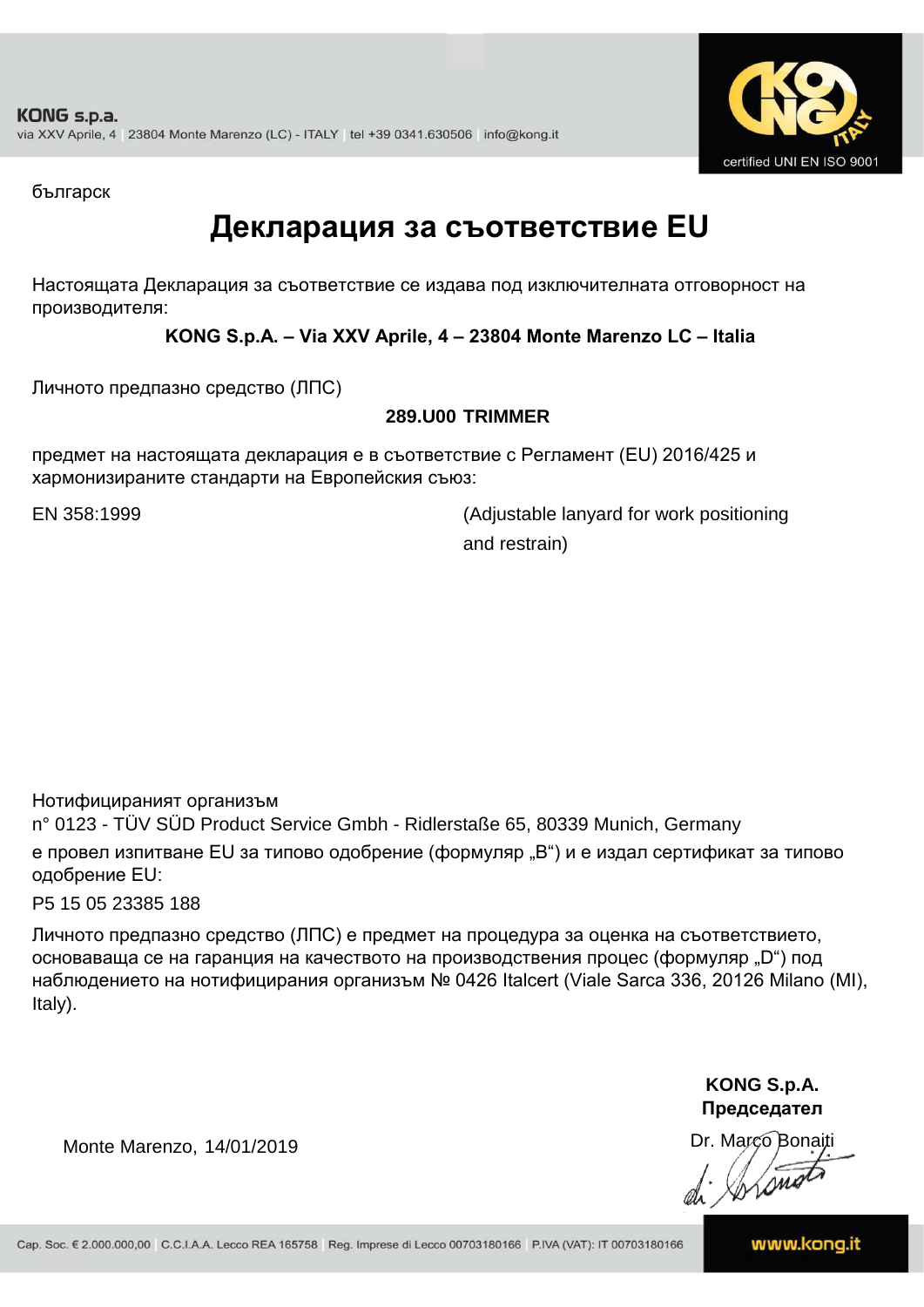български

# Декларация за съответствие EU

Настоящата Декларация за съответствие се издава под изключителната отговорност на производителя:

**KONG S.p.A. – Via XXV Aprile, 4 – 23804 Monte Marenzo LC – Italia**

Личното предпазно средство (ЛПС)

**289.U00 TRIMMER**

предмет на настоящата декларация е в съответствие с Регламент (EU) 2016/425 и хармонизираните стандарти на Европейския съюз:

EN 358:1999 (Adjustable lanyard for work positioning and restrain)

Нотифицираният организъм
n° 0123 - TÜV SÜD Product Service Gmbh - Ridlerstaße 65, 80339 Munich, Germany
е провел изпитване EU за типово одобрение (формуляр „B“) и е издал сертификат за типово одобрение EU:
P5 15 05 23385 188

Личното предпазно средство (ЛПС) е предмет на процедура за оценка на съответствието, основаваща се на гаранция на качеството на производствения процес (формуляр „D“) под наблюдението на нотифицирания организъм № 0426 Italcert (Viale Sarca 336, 20126 Milano (MI), Italy).

Monte Marenzo, 14/01/2019

**KONG S.p.A.**
**Председател**
Dr. Marco Bonaiti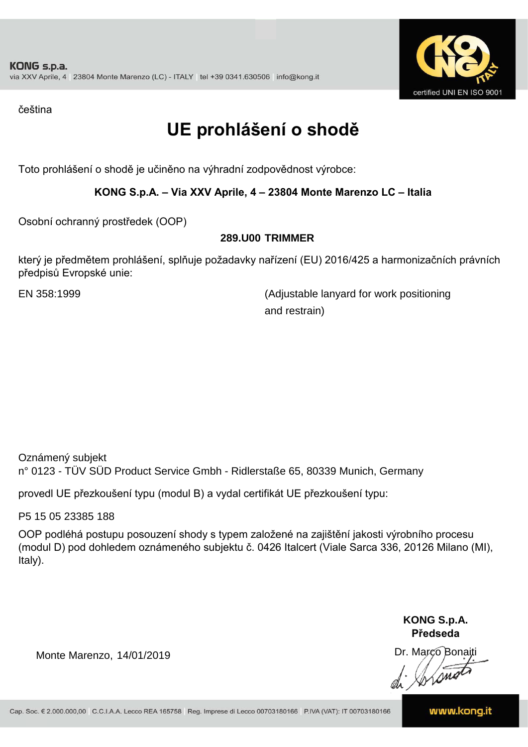KONG s.p.a.
via XXV Aprile, 4 | 23804 Monte Marenzo (LC) - ITALY | tel +39 0341.630506 | info@kong.it

certified UNI EN ISO 9001

čeština

# UE prohlášení o shodě

Toto prohlášení o shodě je učiněno na výhradní zodpovědnost výrobce:

**KONG S.p.A. – Via XXV Aprile, 4 – 23804 Monte Marenzo LC – Italia**

Osobní ochranný prostředek (OOP)

**289.U00 TRIMMER**

který je předmětem prohlášení, splňuje požadavky nařízení (EU) 2016/425 a harmonizačních právních předpisů Evropské unie:

EN 358:1999 (Adjustable lanyard for work positioning and restrain)

Oznámený subjekt
n° 0123 - TÜV SÜD Product Service Gmbh - Ridlerstaße 65, 80339 Munich, Germany

provedl UE přezkoušení typu (modul B) a vydal certifikát UE přezkoušení typu:

P5 15 05 23385 188

OOP podléhá postupu posouzení shody s typem založené na zajištění jakosti výrobního procesu (modul D) pod dohledem oznámeného subjektu č. 0426 Italcert (Viale Sarca 336, 20126 Milano (MI), Italy).

Monte Marenzo, 14/01/2019

**KONG S.p.A.**
**Předseda**
Dr. Marco Bonaiti

Cap. Soc. € 2.000.000,00 | C.C.I.A.A. Lecco REA 165758 | Reg. Imprese di Lecco 00703180166 | P.IVA (VAT): IT 00703180166

www.kong.it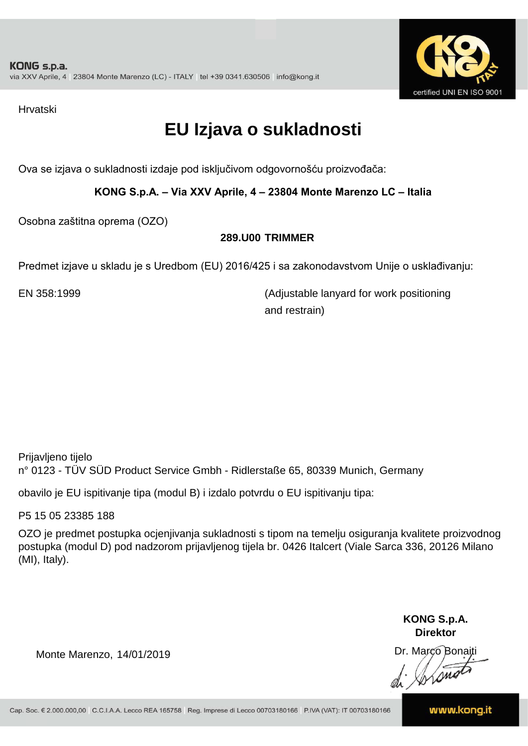Hrvatski

# EU Izjava o sukladnosti

Ova se izjava o sukladnosti izdaje pod isključivom odgovornošću proizvođača:

**KONG S.p.A. – Via XXV Aprile, 4 – 23804 Monte Marenzo LC – Italia**

Osobna zaštitna oprema (OZO)

**289.U00 TRIMMER**

Predmet izjave u skladu je s Uredbom (EU) 2016/425 i sa zakonodavstvom Unije o usklađivanju:

EN 358:1999 (Adjustable lanyard for work positioning and restrain)

Prijavljeno tijelo
n° 0123 - TÜV SÜD Product Service Gmbh - Ridlerstaße 65, 80339 Munich, Germany

obavilo je EU ispitivanje tipa (modul B) i izdalo potvrdu o EU ispitivanju tipa:

P5 15 05 23385 188

OZO je predmet postupka ocjenjivanja sukladnosti s tipom na temelju osiguranja kvalitete proizvodnog postupka (modul D) pod nadzorom prijavljenog tijela br. 0426 Italcert (Viale Sarca 336, 20126 Milano (MI), Italy).

Monte Marenzo, 14/01/2019

**KONG S.p.A.**
**Direktor**
Dr. Marco Bonaiti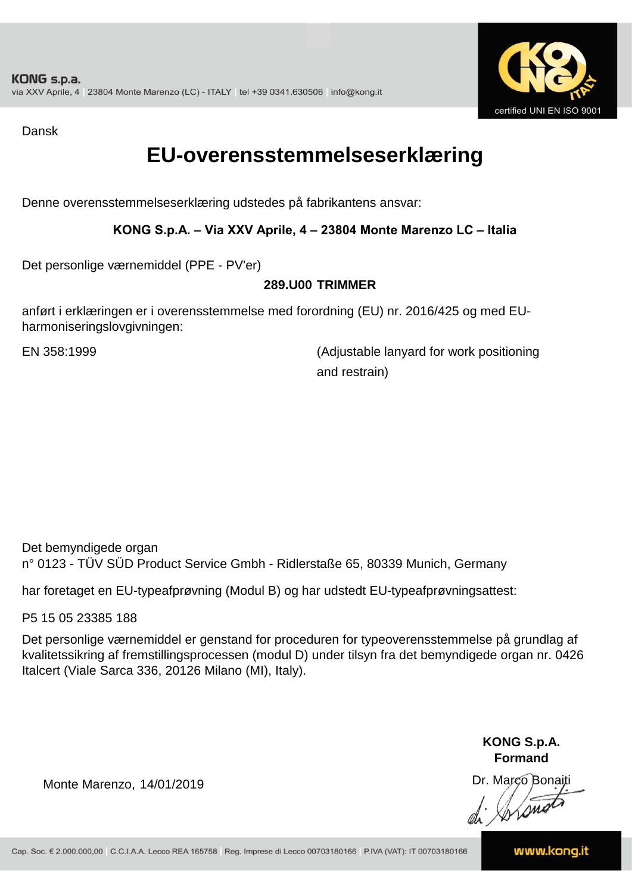Dansk

# EU-overensstemmelseserklæring

Denne overensstemmelseserklæring udstedes på fabrikantens ansvar:

**KONG S.p.A. – Via XXV Aprile, 4 – 23804 Monte Marenzo LC – Italia**

Det personlige værnemiddel (PPE - PV'er)

**289.U00 TRIMMER**

anført i erklæringen er i overensstemmelse med forordning (EU) nr. 2016/425 og med EU-harmoniseringslovgivningen:

EN 358:1999 (Adjustable lanyard for work positioning and restrain)

Det bemyndigede organ
n° 0123 - TÜV SÜD Product Service Gmbh - Ridlerstaße 65, 80339 Munich, Germany

har foretaget en EU-typeafprøvning (Modul B) og har udstedt EU-typeafprøvningsattest:

P5 15 05 23385 188

Det personlige værnemiddel er genstand for proceduren for typeoverensstemmelse på grundlag af kvalitetssikring af fremstillingsprocessen (modul D) under tilsyn fra det bemyndigede organ nr. 0426 Italcert (Viale Sarca 336, 20126 Milano (MI), Italy).

Monte Marenzo, 14/01/2019

**KONG S.p.A.**
**Formand**
Dr. Marco Bonaiti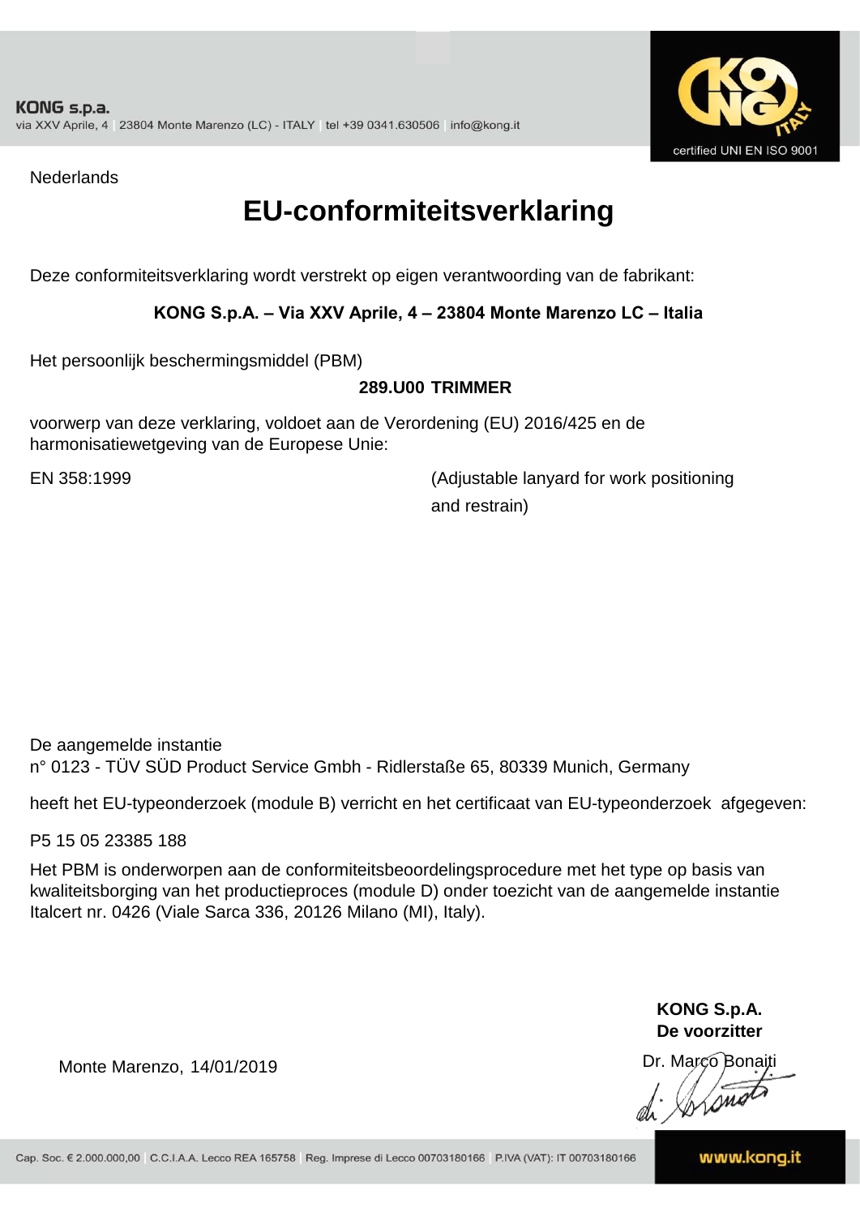Nederlands

# EU-conformiteitsverklaring

Deze conformiteitsverklaring wordt verstrekt op eigen verantwoording van de fabrikant:

**KONG S.p.A. – Via XXV Aprile, 4 – 23804 Monte Marenzo LC – Italia**

Het persoonlijk beschermingsmiddel (PBM)

**289.U00 TRIMMER**

voorwerp van deze verklaring, voldoet aan de Verordening (EU) 2016/425 en de harmonisatiewetgeving van de Europese Unie:

EN 358:1999 (Adjustable lanyard for work positioning and restrain)

De aangemelde instantie
n° 0123 - TÜV SÜD Product Service Gmbh - Ridlerstaße 65, 80339 Munich, Germany

heeft het EU-typeonderzoek (module B) verricht en het certificaat van EU-typeonderzoek afgegeven:

P5 15 05 23385 188

Het PBM is onderworpen aan de conformiteitsbeoordelingsprocedure met het type op basis van kwaliteitsborging van het productieproces (module D) onder toezicht van de aangemelde instantie Italcert nr. 0426 (Viale Sarca 336, 20126 Milano (MI), Italy).

**KONG S.p.A.**
**De voorzitter**

Monte Marenzo, 14/01/2019

Dr. Marco Bonaiti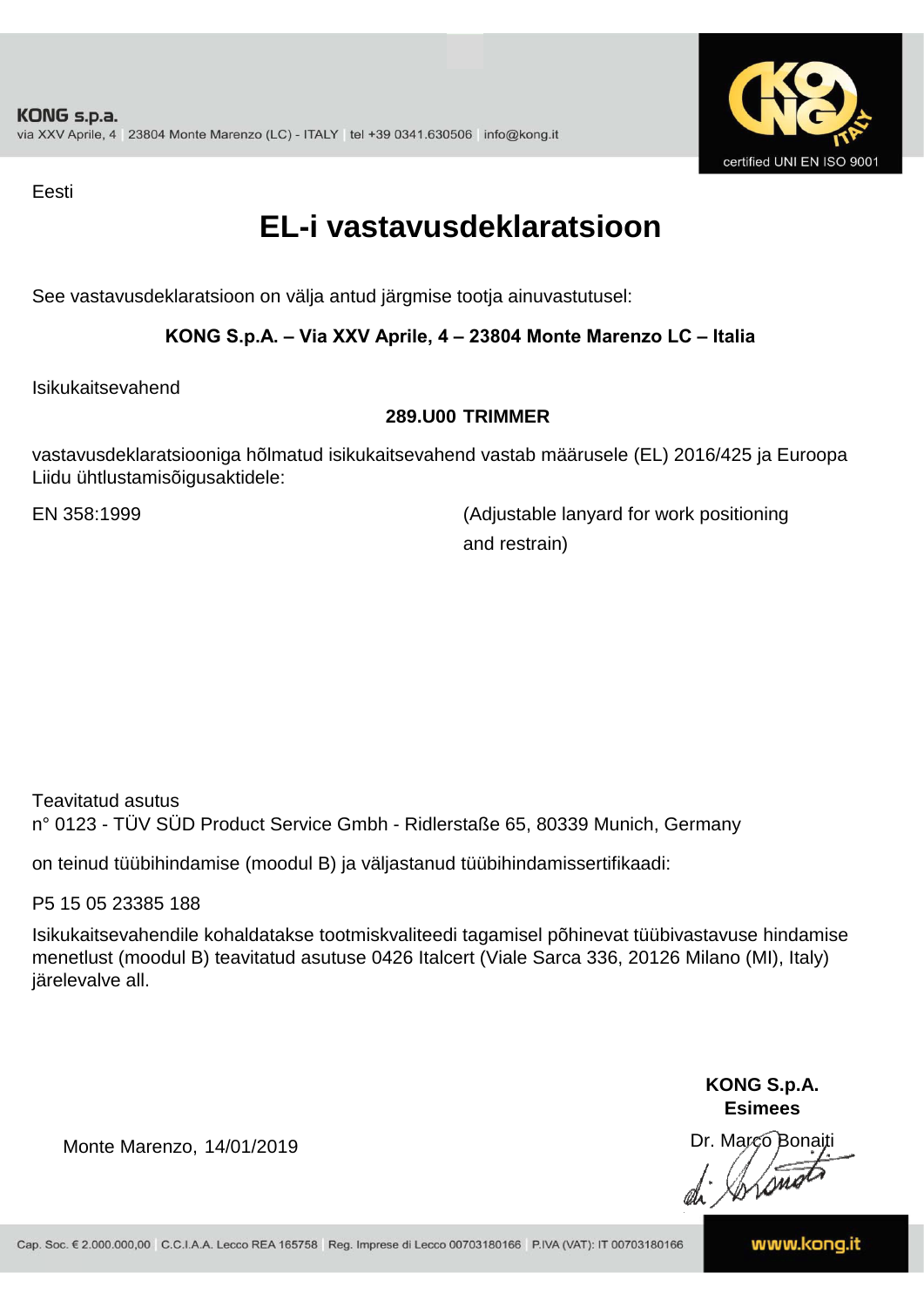Eesti

# EL-i vastavusdeklaratsioon

See vastavusdeklaratsioon on välja antud järgmise tootja ainuvastutusel:

**KONG S.p.A. – Via XXV Aprile, 4 – 23804 Monte Marenzo LC – Italia**

Isikukaitsevahend

**289.U00 TRIMMER**

vastavusdeklaratsiooniga hõlmatud isikukaitsevahend vastab määrusele (EL) 2016/425 ja Euroopa Liidu ühtlustamisõigusaktidele:

EN 358:1999 (Adjustable lanyard for work positioning and restrain)

Teavitatud asutus
n° 0123 - TÜV SÜD Product Service Gmbh - Ridlerstaße 65, 80339 Munich, Germany

on teinud tüübihindamise (moodul B) ja väljastanud tüübihindamissertifikaadi:

P5 15 05 23385 188

Isikukaitsevahendile kohaldatakse tootmiskvaliteedi tagamisel põhinevat tüübivastavuse hindamise menetlust (moodul B) teavitatud asutuse 0426 Italcert (Viale Sarca 336, 20126 Milano (MI), Italy) järelevalve all.

Monte Marenzo, 14/01/2019

**KONG S.p.A.**
**Esimees**
Dr. Marco Bonaiti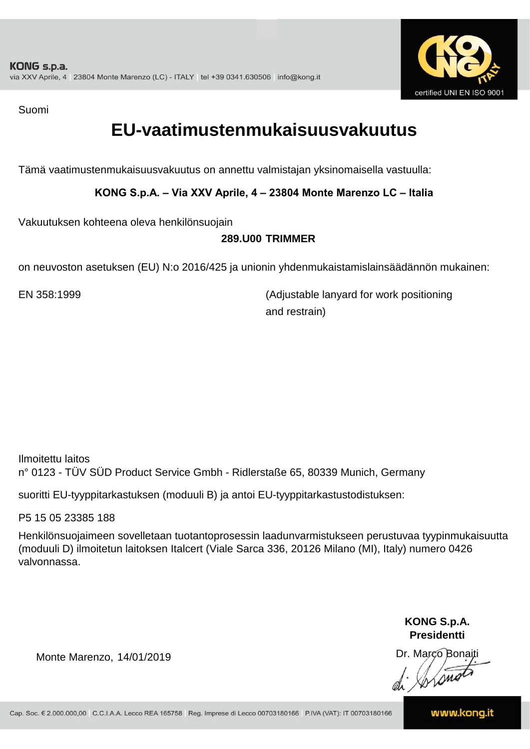KONG s.p.a.
via XXV Aprile, 4 | 23804 Monte Marenzo (LC) - ITALY | tel +39 0341.630506 | info@kong.it

certified UNI EN ISO 9001

Suomi

# EU-vaatimustenmukaisuusvakuutus

Tämä vaatimustenmukaisuusvakuutus on annettu valmistajan yksinomaisella vastuulla:

**KONG S.p.A. – Via XXV Aprile, 4 – 23804 Monte Marenzo LC – Italia**

Vakuutuksen kohteena oleva henkilönsuojain

**289.U00 TRIMMER**

on neuvoston asetuksen (EU) N:o 2016/425 ja unionin yhdenmukaistamislainsäädännön mukainen:

EN 358:1999 (Adjustable lanyard for work positioning and restrain)

Ilmoitettu laitos
n° 0123 - TÜV SÜD Product Service Gmbh - Ridlerstaße 65, 80339 Munich, Germany

suoritti EU-tyyppitarkastuksen (moduuli B) ja antoi EU-tyyppitarkastustodistuksen:

P5 15 05 23385 188

Henkilönsuojaimeen sovelletaan tuotantoprosessin laadunvarmistukseen perustuvaa tyypinmukaisuutta (moduuli D) ilmoitetun laitoksen Italcert (Viale Sarca 336, 20126 Milano (MI), Italy) numero 0426 valvonnassa.

Monte Marenzo, 14/01/2019

**KONG S.p.A.**
**Presidentti**
Dr. Marco Bonaiti

Cap. Soc. € 2.000.000,00 | C.C.I.A.A. Lecco REA 165758 | Reg. Imprese di Lecco 00703180166 | P.IVA (VAT): IT 00703180166

www.kong.it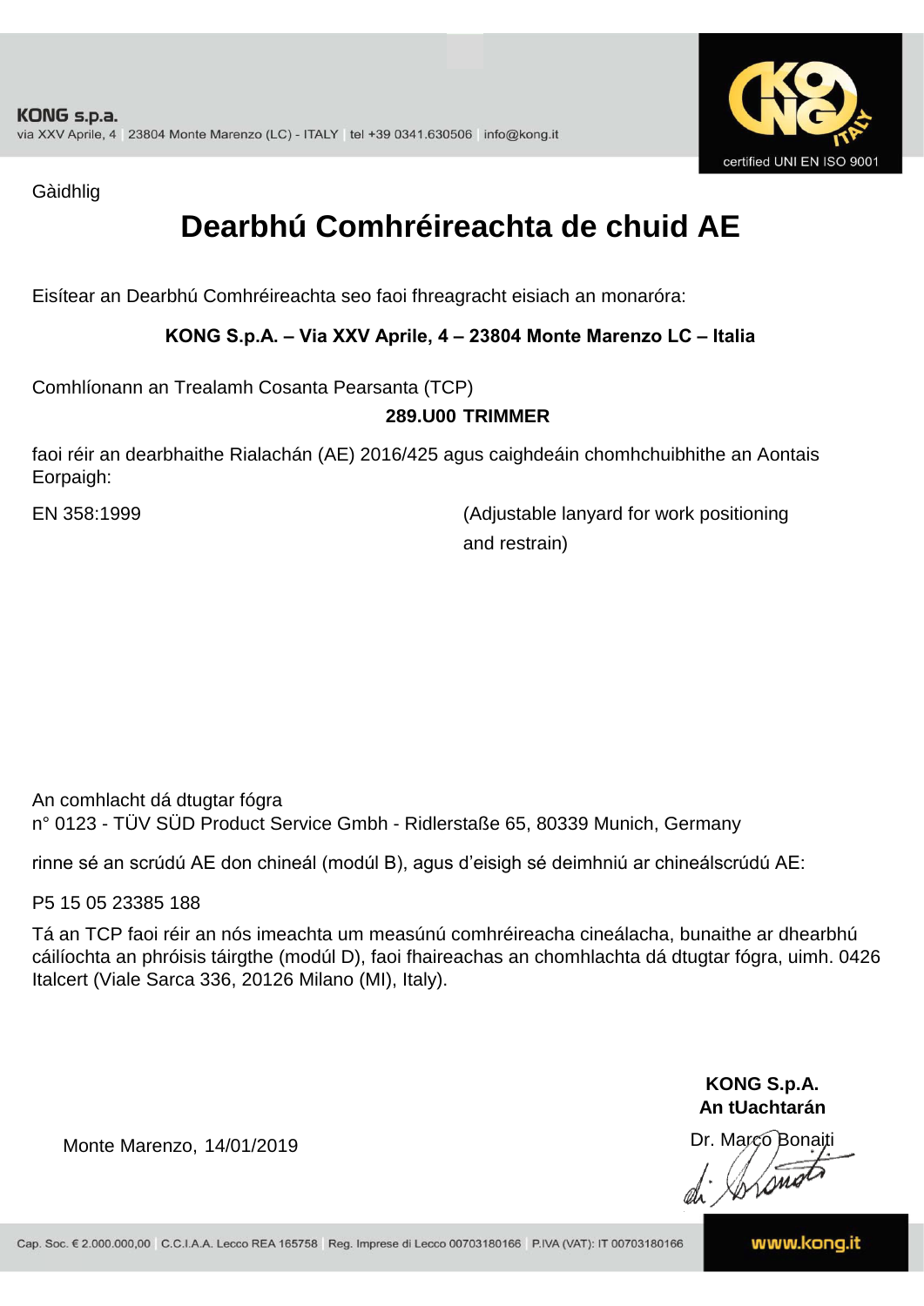Gàidhlig

# Dearbhú Comhréireachta de chuid AE

Eisítear an Dearbhú Comhréireachta seo faoi fhreagracht eisiach an monaróra:

**KONG S.p.A. – Via XXV Aprile, 4 – 23804 Monte Marenzo LC – Italia**

Comhlíonann an Trealamh Cosanta Pearsanta (TCP)

**289.U00 TRIMMER**

faoi réir an dearbhaithe Rialachán (AE) 2016/425 agus caighdeáin chomhchuibhithe an Aontais Eorpaigh:

EN 358:1999 (Adjustable lanyard for work positioning and restrain)

An comhlacht dá dtugtar fógra
n° 0123 - TÜV SÜD Product Service Gmbh - Ridlerstaße 65, 80339 Munich, Germany

rinne sé an scrúdú AE don chineál (modúl B), agus d'eisigh sé deimhniú ar chineálscrúdú AE:

P5 15 05 23385 188

Tá an TCP faoi réir an nós imeachta um measúnú comhréireacha cineálacha, bunaithe ar dhearbhú cáilíochta an phróisis táirgthe (modúl D), faoi fhaireachas an chomhlachta dá dtugtar fógra, uimh. 0426 Italcert (Viale Sarca 336, 20126 Milano (MI), Italy).

Monte Marenzo, 14/01/2019

**KONG S.p.A.**
**An tUachtarán**
Dr. Marco Bonaiti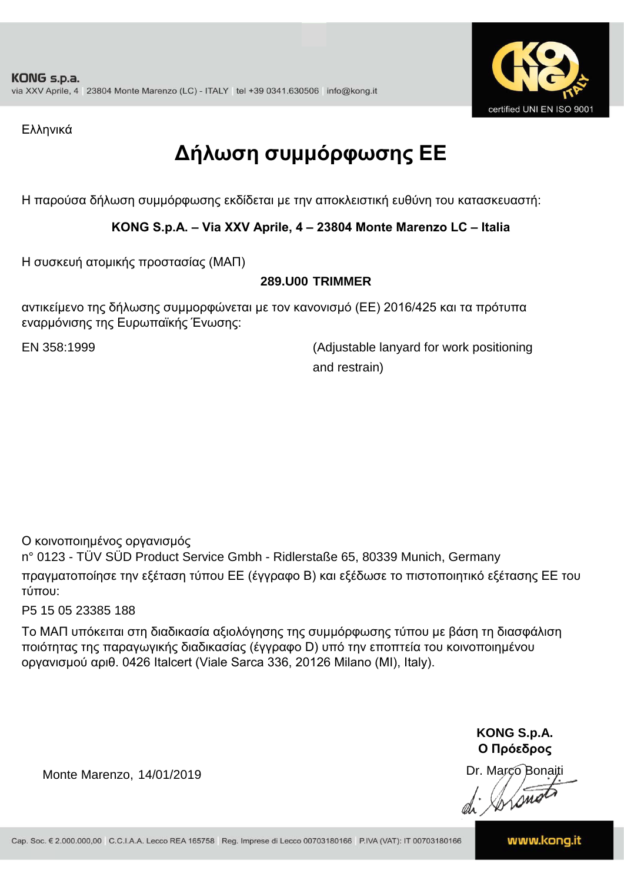KONG s.p.a.
via XXV Aprile, 4 | 23804 Monte Marenzo (LC) - ITALY | tel +39 0341.630506 | info@kong.it

certified UNI EN ISO 9001

Ελληνικά

# Δήλωση συμμόρφωσης ΕΕ

Η παρούσα δήλωση συμμόρφωσης εκδίδεται με την αποκλειστική ευθύνη του κατασκευαστή:

**KONG S.p.A. – Via XXV Aprile, 4 – 23804 Monte Marenzo LC – Italia**

Η συσκευή ατομικής προστασίας (ΜΑΠ)

**289.U00 TRIMMER**

αντικείμενο της δήλωσης συμμορφώνεται με τον κανονισμό (ΕΕ) 2016/425 και τα πρότυπα εναρμόνισης της Ευρωπαϊκής Ένωσης:

EN 358:1999 (Adjustable lanyard for work positioning and restrain)

Ο κοινοποιημένος οργανισμός
n° 0123 - TÜV SÜD Product Service Gmbh - Ridlerstaße 65, 80339 Munich, Germany
πραγματοποίησε την εξέταση τύπου ΕΕ (έγγραφο Β) και εξέδωσε το πιστοποιητικό εξέτασης ΕΕ του τύπου:

P5 15 05 23385 188

Το ΜΑΠ υπόκειται στη διαδικασία αξιολόγησης της συμμόρφωσης τύπου με βάση τη διασφάλιση ποιότητας της παραγωγικής διαδικασίας (έγγραφο D) υπό την εποπτεία του κοινοποιημένου οργανισμού αριθ. 0426 Italcert (Viale Sarca 336, 20126 Milano (MI), Italy).

Monte Marenzo, 14/01/2019

**KONG S.p.A.**
**Ο Πρόεδρος**
Dr. Marco Bonaiti

Cap. Soc. € 2.000.000,00 | C.C.I.A.A. Lecco REA 165758 | Reg. Imprese di Lecco 00703180166 | P.IVA (VAT): IT 00703180166

www.kong.it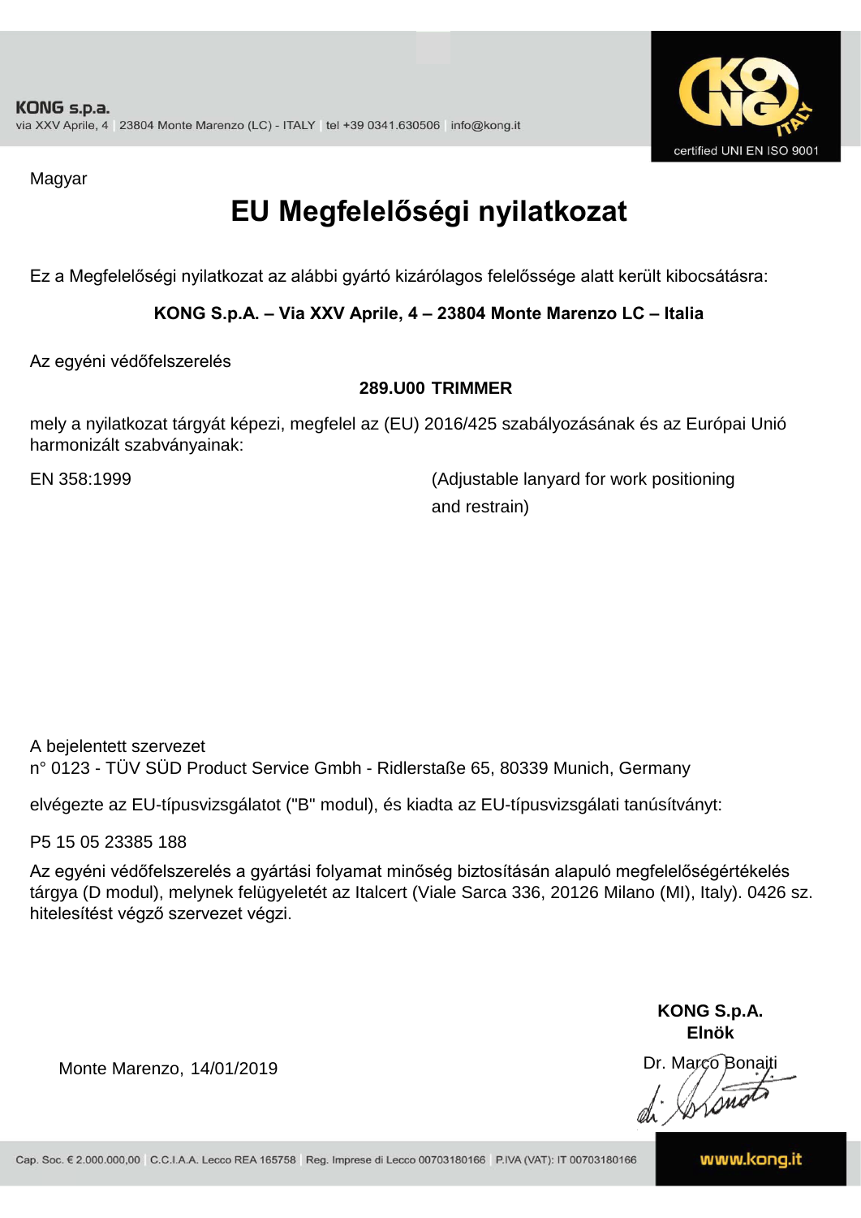Magyar

# EU Megfelelőségi nyilatkozat

Ez a Megfelelőségi nyilatkozat az alábbi gyártó kizárólagos felelőssége alatt került kibocsátásra:

**KONG S.p.A. – Via XXV Aprile, 4 – 23804 Monte Marenzo LC – Italia**

Az egyéni védőfelszerelés

**289.U00 TRIMMER**

mely a nyilatkozat tárgyát képezi, megfelel az (EU) 2016/425 szabályozásának és az Európai Unió harmonizált szabványainak:

EN 358:1999 (Adjustable lanyard for work positioning and restrain)

A bejelentett szervezet
n° 0123 - TÜV SÜD Product Service Gmbh - Ridlerstaße 65, 80339 Munich, Germany

elvégezte az EU-típusvizsgálatot ("B" modul), és kiadta az EU-típusvizsgálati tanúsítványt:

P5 15 05 23385 188

Az egyéni védőfelszerelés a gyártási folyamat minőség biztosításán alapuló megfelelőségértékelés tárgya (D modul), melynek felügyeletét az Italcert (Viale Sarca 336, 20126 Milano (MI), Italy). 0426 sz. hitelesítést végző szervezet végzi.

Monte Marenzo, 14/01/2019

**KONG S.p.A.**
**Elnök**
Dr. Marco Bonaiti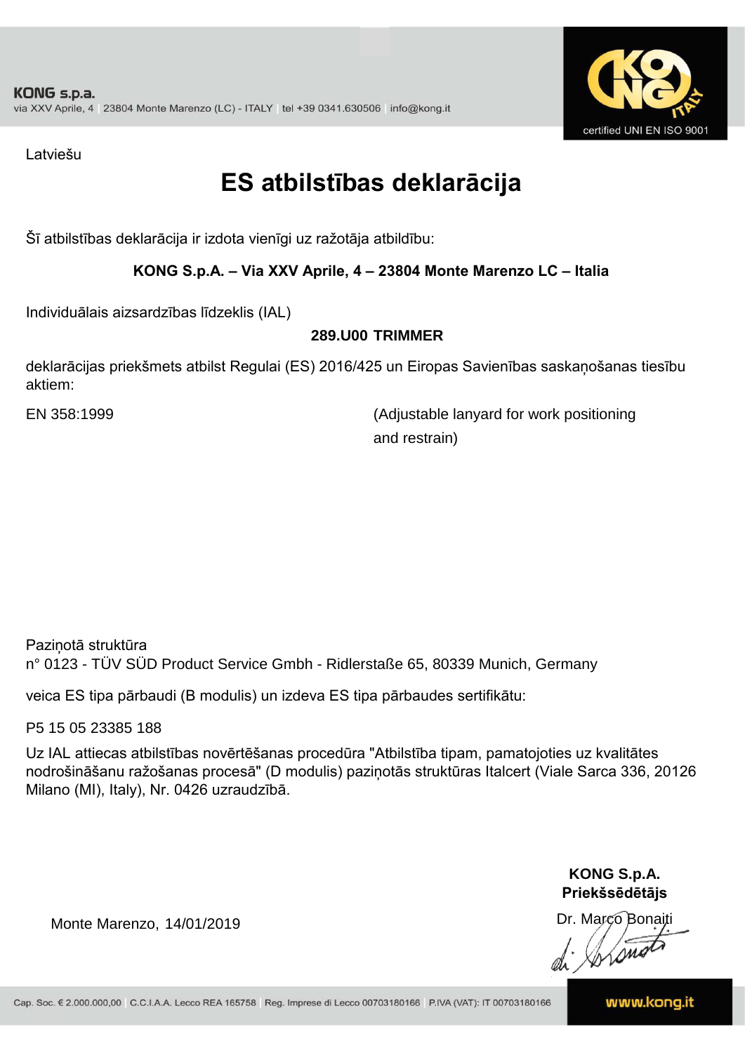**KONG s.p.a.**
via XXV Aprile, 4 | 23804 Monte Marenzo (LC) - ITALY | tel +39 0341.630506 | info@kong.it

certified UNI EN ISO 9001

Latviešu

# ES atbilstības deklarācija

Šī atbilstības deklarācija ir izdota vienīgi uz ražotāja atbildību:

**KONG S.p.A. – Via XXV Aprile, 4 – 23804 Monte Marenzo LC – Italia**

Individuālais aizsardzības līdzeklis (IAL)

**289.U00 TRIMMER**

deklarācijas priekšmets atbilst Regulai (ES) 2016/425 un Eiropas Savienības saskaņošanas tiesību aktiem:

EN 358:1999 (Adjustable lanyard for work positioning and restrain)

Paziņotā struktūra
n° 0123 - TÜV SÜD Product Service Gmbh - Ridlerstaße 65, 80339 Munich, Germany

veica ES tipa pārbaudi (B modulis) un izdeva ES tipa pārbaudes sertifikātu:

P5 15 05 23385 188

Uz IAL attiecas atbilstības novērtēšanas procedūra "Atbilstība tipam, pamatojoties uz kvalitātes nodrošināšanu ražošanas procesā" (D modulis) paziņotās struktūras Italcert (Viale Sarca 336, 20126 Milano (MI), Italy), Nr. 0426 uzraudzībā.

Monte Marenzo, 14/01/2019

**KONG S.p.A.**
**Priekšsēdētājs**
Dr. Marco Bonaiti

Cap. Soc. € 2.000.000,00 | C.C.I.A.A. Lecco REA 165758 | Reg. Imprese di Lecco 00703180166 | P.IVA (VAT): IT 00703180166

www.kong.it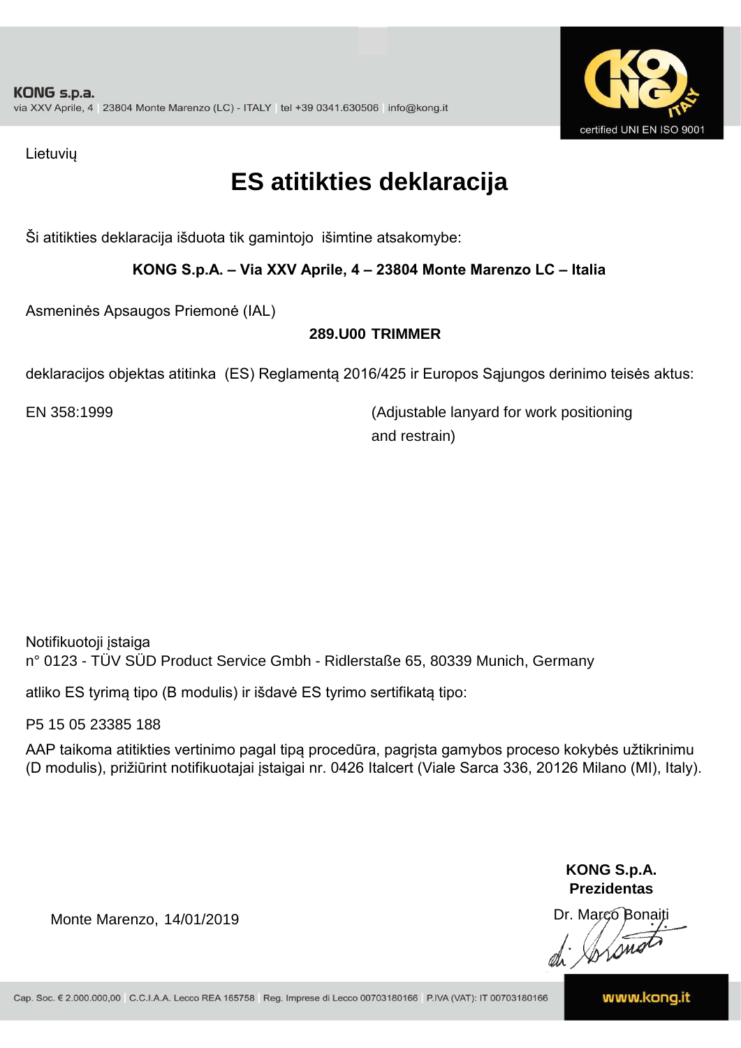Lietuvių

# ES atitikties deklaracija

Ši atitikties deklaracija išduota tik gamintojo išimtine atsakomybe:

**KONG S.p.A. – Via XXV Aprile, 4 – 23804 Monte Marenzo LC – Italia**

Asmeninės Apsaugos Priemonė (IAL)

**289.U00 TRIMMER**

deklaracijos objektas atitinka (ES) Reglamentą 2016/425 ir Europos Sąjungos derinimo teisės aktus:

EN 358:1999 (Adjustable lanyard for work positioning and restrain)

Notifikuotoji įstaiga
n° 0123 - TÜV SÜD Product Service Gmbh - Ridlerstaße 65, 80339 Munich, Germany

atliko ES tyrimą tipo (B modulis) ir išdavė ES tyrimo sertifikatą tipo:

P5 15 05 23385 188

AAP taikoma atitikties vertinimo pagal tipą procedūra, pagrįsta gamybos proceso kokybės užtikrinimu (D modulis), prižiūrint notifikuotajai įstaigai nr. 0426 Italcert (Viale Sarca 336, 20126 Milano (MI), Italy).

Monte Marenzo, 14/01/2019

**KONG S.p.A.**
**Prezidentas**
Dr. Marco Bonaiti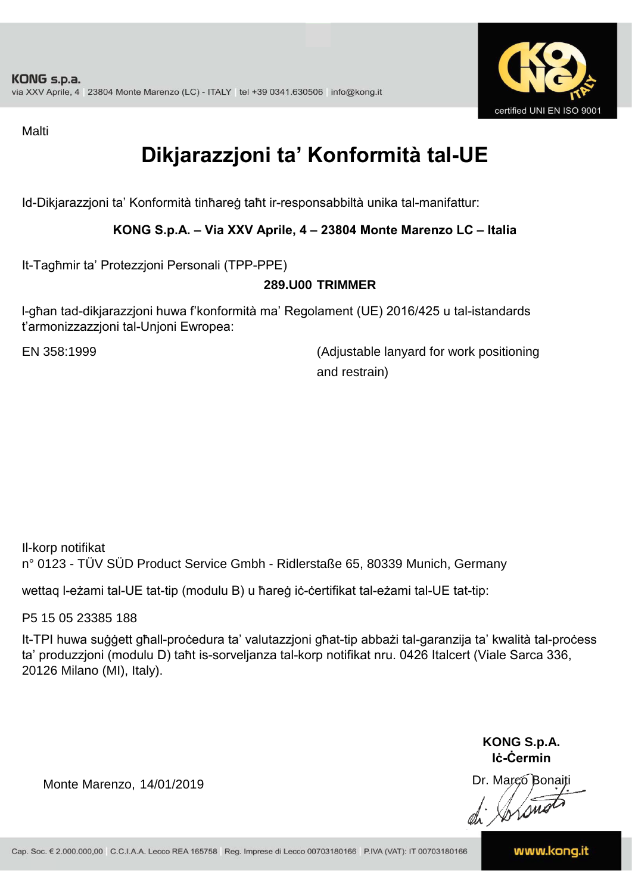Malti

# Dikjarazzjoni ta' Konformità tal-UE

Id-Dikjarazzjoni ta' Konformità tinħareġ taħt ir-responsabbiltà unika tal-manifattur:

**KONG S.p.A. – Via XXV Aprile, 4 – 23804 Monte Marenzo LC – Italia**

It-Tagħmir ta' Protezzjoni Personali (TPP-PPE)

**289.U00 TRIMMER**

l-għan tad-dikjarazzjoni huwa f'konformità ma' Regolament (UE) 2016/425 u tal-istandards t'armonizzazzjoni tal-Unjoni Ewropea:

EN 358:1999 (Adjustable lanyard for work positioning and restrain)

Il-korp notifikat
n° 0123 - TÜV SÜD Product Service Gmbh - Ridlerstaße 65, 80339 Munich, Germany

wettaq l-eżami tal-UE tat-tip (modulu B) u ħareġ iċ-ċertifikat tal-eżami tal-UE tat-tip:

P5 15 05 23385 188

It-TPI huwa suġġett għall-proċedura ta' valutazzjoni għat-tip abbażi tal-garanzija ta' kwalità tal-proċess ta' produzzjoni (modulu D) taħt is-sorveljanza tal-korp notifikat nru. 0426 Italcert (Viale Sarca 336, 20126 Milano (MI), Italy).

Monte Marenzo, 14/01/2019

**KONG S.p.A.**
**Iċ-Ċermin**
Dr. Marco Bonaiti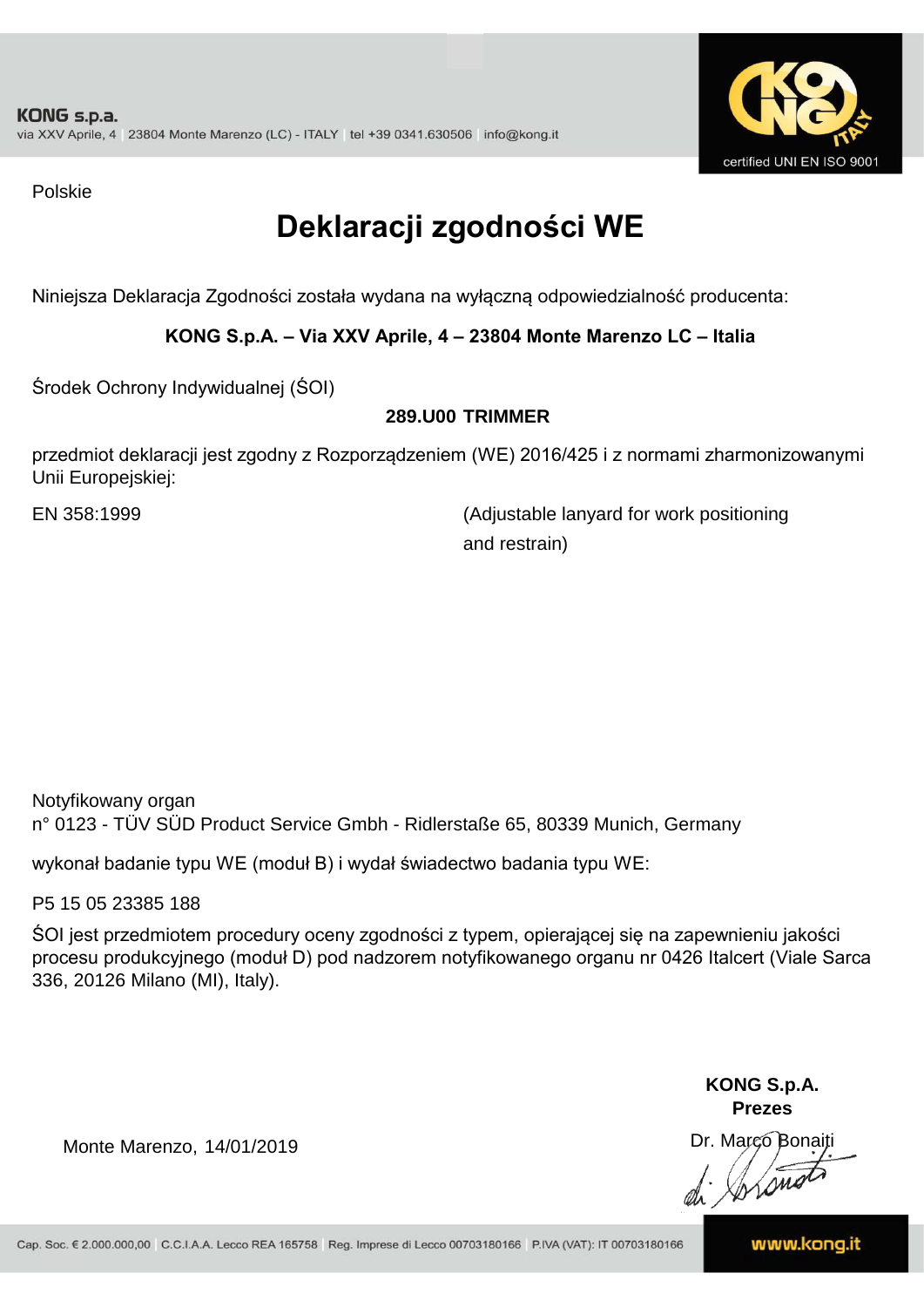KONG s.p.a.
via XXV Aprile, 4 | 23804 Monte Marenzo (LC) - ITALY | tel +39 0341.630506 | info@kong.it

certified UNI EN ISO 9001

Polskie

# Deklaracji zgodności WE

Niniejsza Deklaracja Zgodności została wydana na wyłączną odpowiedzialność producenta:

**KONG S.p.A. – Via XXV Aprile, 4 – 23804 Monte Marenzo LC – Italia**

Środek Ochrony Indywidualnej (ŚOI)

**289.U00 TRIMMER**

przedmiot deklaracji jest zgodny z Rozporządzeniem (WE) 2016/425 i z normami zharmonizowanymi Unii Europejskiej:

EN 358:1999 (Adjustable lanyard for work positioning and restrain)

Notyfikowany organ
n° 0123 - TÜV SÜD Product Service Gmbh - Ridlerstaße 65, 80339 Munich, Germany

wykonał badanie typu WE (moduł B) i wydał świadectwo badania typu WE:

P5 15 05 23385 188

ŚOI jest przedmiotem procedury oceny zgodności z typem, opierającej się na zapewnieniu jakości procesu produkcyjnego (moduł D) pod nadzorem notyfikowanego organu nr 0426 Italcert (Viale Sarca 336, 20126 Milano (MI), Italy).

Monte Marenzo, 14/01/2019

**KONG S.p.A.**
**Prezes**
Dr. Marco Bonaiti

Cap. Soc. € 2.000.000,00 | C.C.I.A.A. Lecco REA 165758 | Reg. Imprese di Lecco 00703180166 | P.IVA (VAT): IT 00703180166

www.kong.it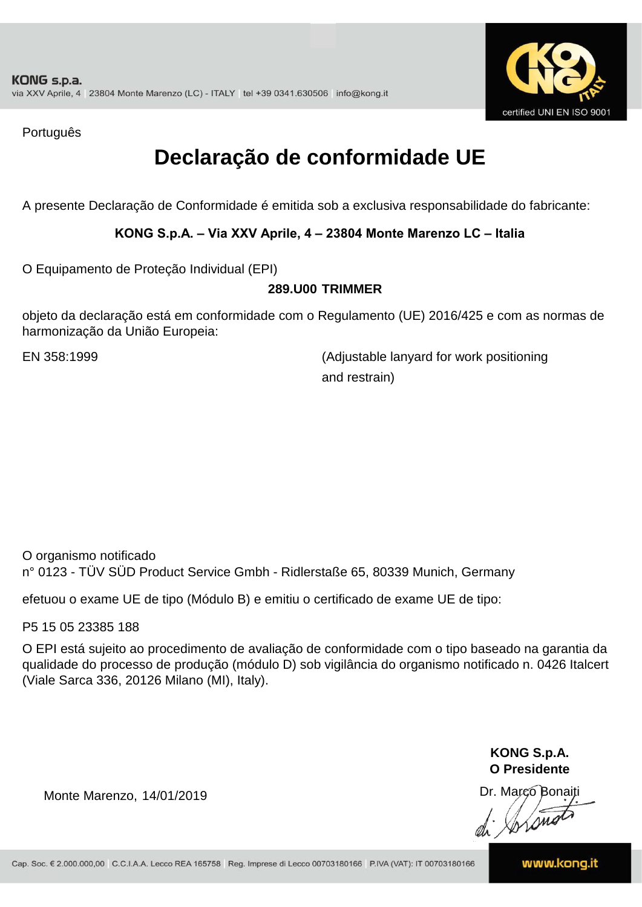Português

# Declaração de conformidade UE

A presente Declaração de Conformidade é emitida sob a exclusiva responsabilidade do fabricante:

**KONG S.p.A. – Via XXV Aprile, 4 – 23804 Monte Marenzo LC – Italia**

O Equipamento de Proteção Individual (EPI)

**289.U00 TRIMMER**

objeto da declaração está em conformidade com o Regulamento (UE) 2016/425 e com as normas de harmonização da União Europeia:

EN 358:1999 (Adjustable lanyard for work positioning and restrain)

O organismo notificado
n° 0123 - TÜV SÜD Product Service Gmbh - Ridlerstaße 65, 80339 Munich, Germany

efetuou o exame UE de tipo (Módulo B) e emitiu o certificado de exame UE de tipo:

P5 15 05 23385 188

O EPI está sujeito ao procedimento de avaliação de conformidade com o tipo baseado na garantia da qualidade do processo de produção (módulo D) sob vigilância do organismo notificado n. 0426 Italcert (Viale Sarca 336, 20126 Milano (MI), Italy).

Monte Marenzo, 14/01/2019

**KONG S.p.A.**
**O Presidente**
Dr. Marco Bonaiti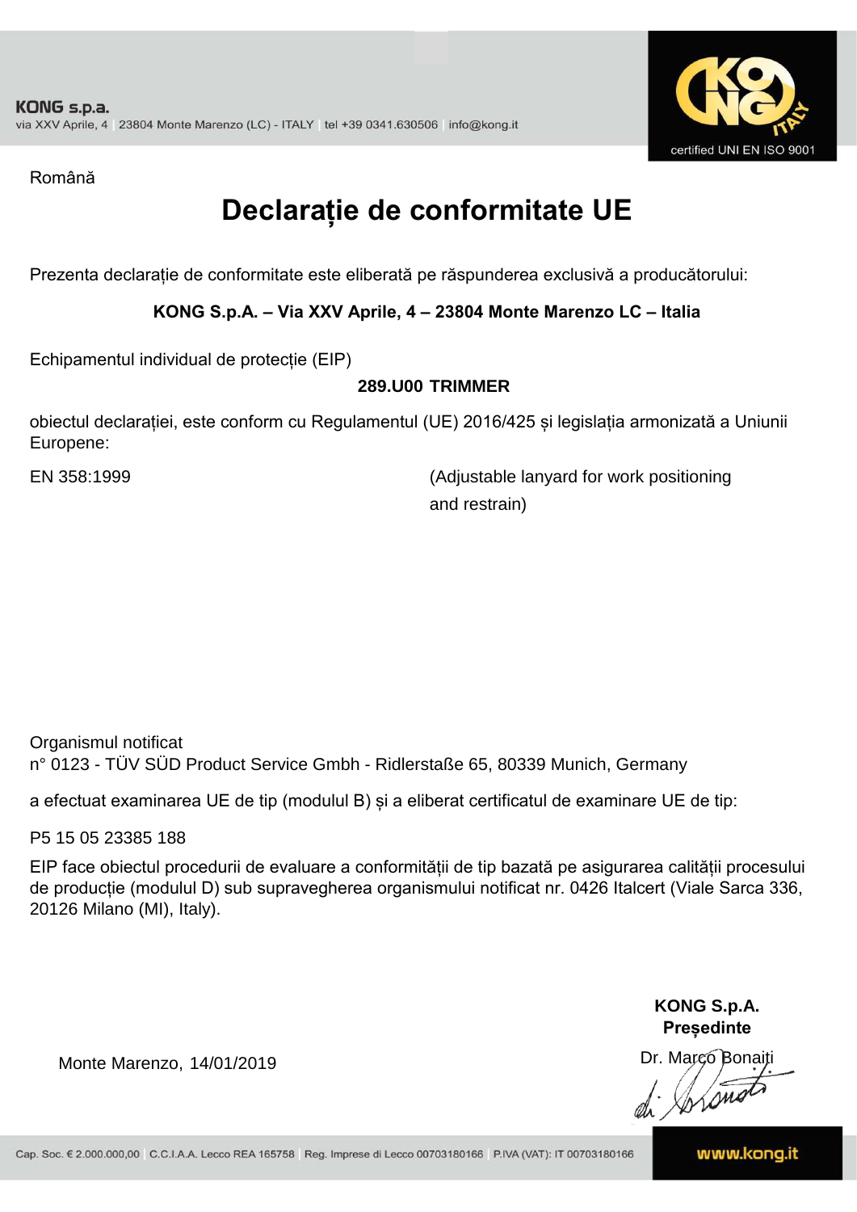KONG s.p.a.
via XXV Aprile, 4 | 23804 Monte Marenzo (LC) - ITALY | tel +39 0341.630506 | info@kong.it

certified UNI EN ISO 9001

Română

# Declarație de conformitate UE

Prezenta declarație de conformitate este eliberată pe răspunderea exclusivă a producătorului:

**KONG S.p.A. – Via XXV Aprile, 4 – 23804 Monte Marenzo LC – Italia**

Echipamentul individual de protecție (EIP)

**289.U00 TRIMMER**

obiectul declarației, este conform cu Regulamentul (UE) 2016/425 și legislația armonizată a Uniunii Europene:

EN 358:1999 (Adjustable lanyard for work positioning and restrain)

Organismul notificat
n° 0123 - TÜV SÜD Product Service Gmbh - Ridlerstaße 65, 80339 Munich, Germany

a efectuat examinarea UE de tip (modulul B) și a eliberat certificatul de examinare UE de tip:

P5 15 05 23385 188

EIP face obiectul procedurii de evaluare a conformității de tip bazată pe asigurarea calității procesului de producție (modulul D) sub supravegherea organismului notificat nr. 0426 Italcert (Viale Sarca 336, 20126 Milano (MI), Italy).

Monte Marenzo, 14/01/2019

**KONG S.p.A.**
**Președinte**
Dr. Marco Bonaiti

Cap. Soc. € 2.000.000,00 | C.C.I.A.A. Lecco REA 165758 | Reg. Imprese di Lecco 00703180166 | P.IVA (VAT): IT 00703180166

www.kong.it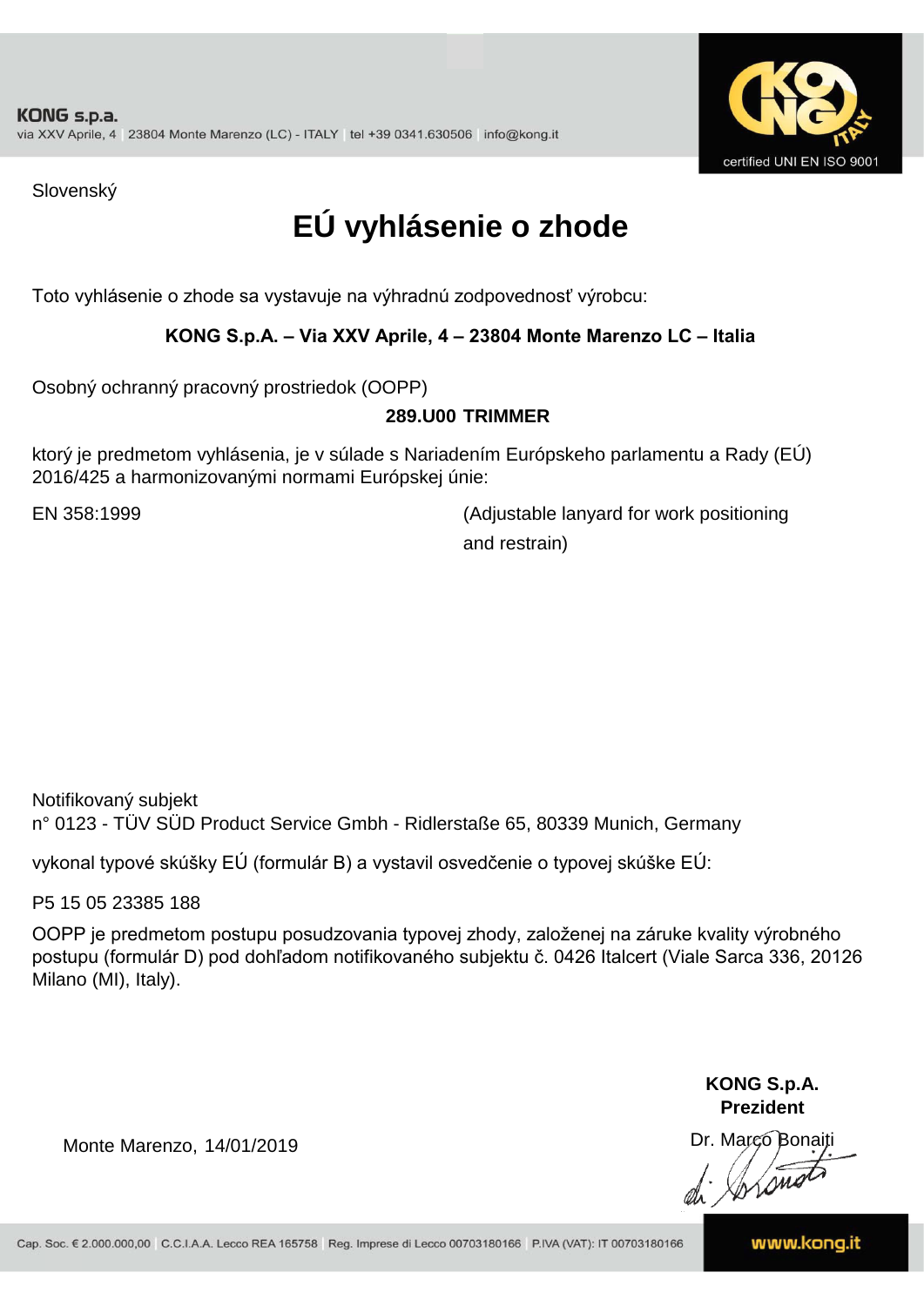Slovenský

# EÚ vyhlásenie o zhode

Toto vyhlásenie o zhode sa vystavuje na výhradnú zodpovednosť výrobcu:

**KONG S.p.A. – Via XXV Aprile, 4 – 23804 Monte Marenzo LC – Italia**

Osobný ochranný pracovný prostriedok (OOPP)

**289.U00 TRIMMER**

ktorý je predmetom vyhlásenia, je v súlade s Nariadením Európskeho parlamentu a Rady (EÚ) 2016/425 a harmonizovanými normami Európskej únie:

EN 358:1999 (Adjustable lanyard for work positioning and restrain)

Notifikovaný subjekt
n° 0123 - TÜV SÜD Product Service Gmbh - Ridlerstaße 65, 80339 Munich, Germany

vykonal typové skúšky EÚ (formulár B) a vystavil osvedčenie o typovej skúške EÚ:

P5 15 05 23385 188

OOPP je predmetom postupu posudzovania typovej zhody, založenej na záruke kvality výrobného postupu (formulár D) pod dohľadom notifikovaného subjektu č. 0426 Italcert (Viale Sarca 336, 20126 Milano (MI), Italy).

Monte Marenzo, 14/01/2019

**KONG S.p.A.**
**Prezident**
Dr. Marco Bonaiti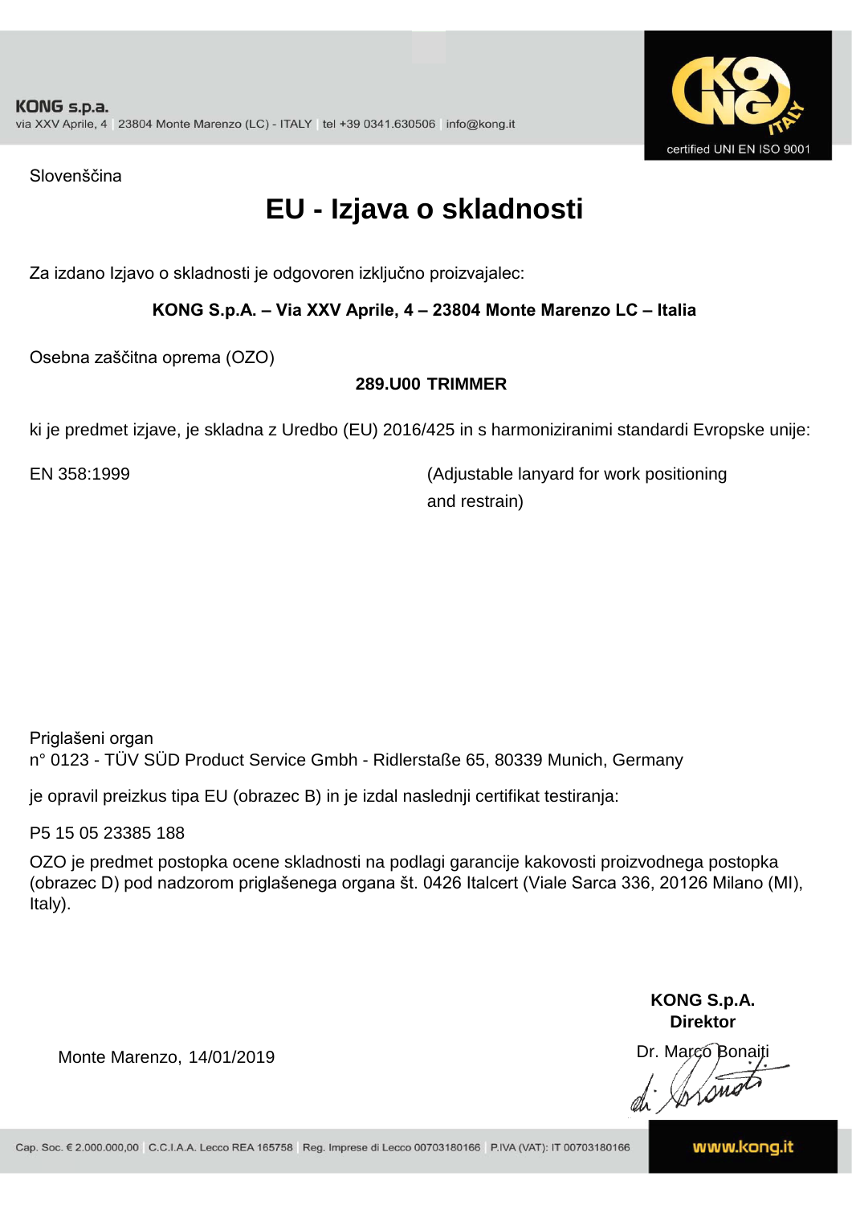Slovenščina

# EU - Izjava o skladnosti

Za izdano Izjavo o skladnosti je odgovoren izključno proizvajalec:

**KONG S.p.A. – Via XXV Aprile, 4 – 23804 Monte Marenzo LC – Italia**

Osebna zaščitna oprema (OZO)

**289.U00 TRIMMER**

ki je predmet izjave, je skladna z Uredbo (EU) 2016/425 in s harmoniziranimi standardi Evropske unije:

EN 358:1999 (Adjustable lanyard for work positioning and restrain)

Priglašeni organ
n° 0123 - TÜV SÜD Product Service Gmbh - Ridlerstaße 65, 80339 Munich, Germany

je opravil preizkus tipa EU (obrazec B) in je izdal naslednji certifikat testiranja:

P5 15 05 23385 188

OZO je predmet postopka ocene skladnosti na podlagi garancije kakovosti proizvodnega postopka (obrazec D) pod nadzorom priglašenega organa št. 0426 Italcert (Viale Sarca 336, 20126 Milano (MI), Italy).

**KONG S.p.A.**
**Direktor**
Dr. Marco Bonaiti

Monte Marenzo, 14/01/2019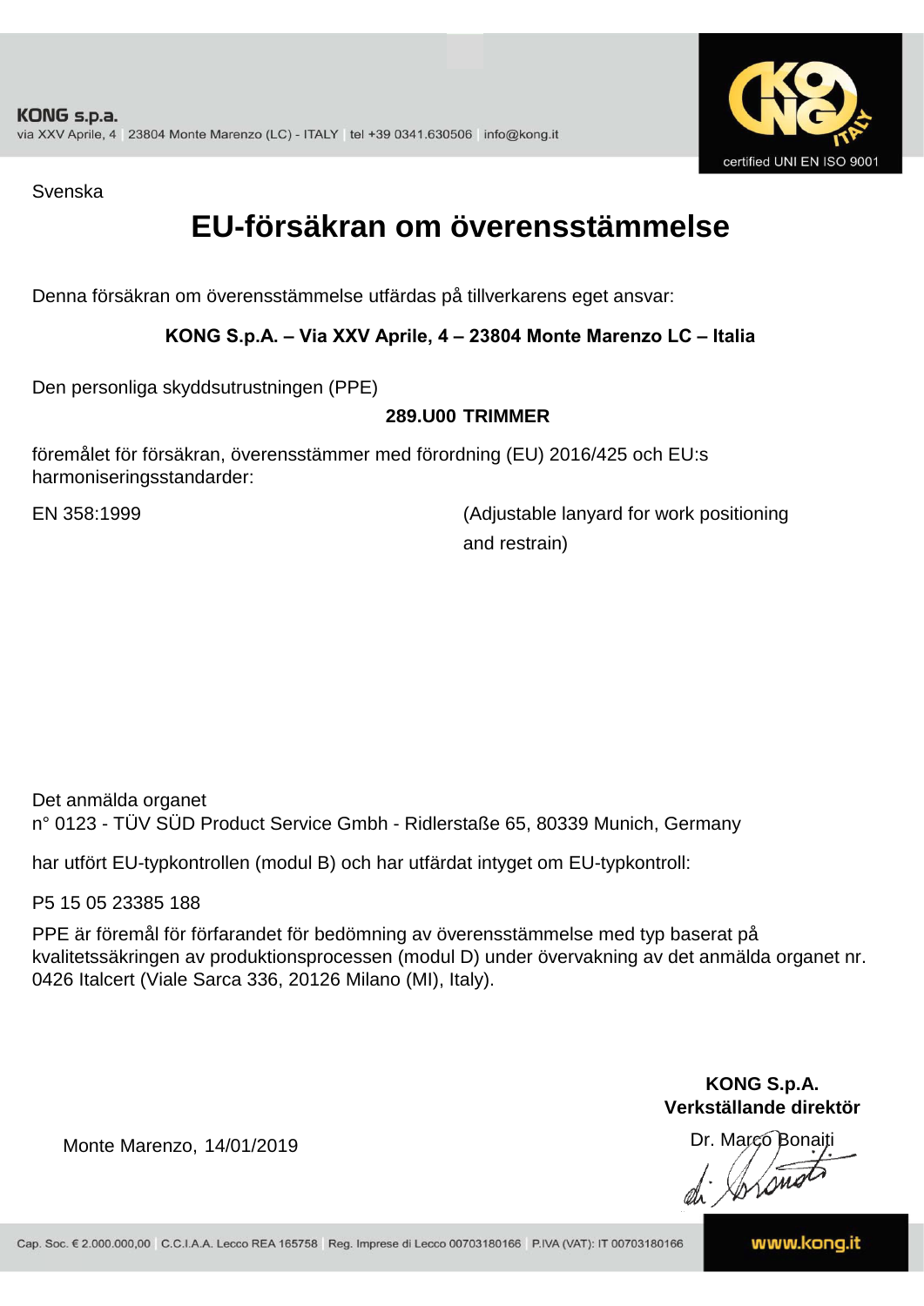KONG s.p.a.
via XXV Aprile, 4 | 23804 Monte Marenzo (LC) - ITALY | tel +39 0341.630506 | info@kong.it

certified UNI EN ISO 9001

Svenska

# EU-försäkran om överensstämmelse

Denna försäkran om överensstämmelse utfärdas på tillverkarens eget ansvar:

**KONG S.p.A. – Via XXV Aprile, 4 – 23804 Monte Marenzo LC – Italia**

Den personliga skyddsutrustningen (PPE)

**289.U00 TRIMMER**

föremålet för försäkran, överensstämmer med förordning (EU) 2016/425 och EU:s harmoniseringsstandarder:

EN 358:1999 (Adjustable lanyard for work positioning and restrain)

Det anmälda organet
n° 0123 - TÜV SÜD Product Service Gmbh - Ridlerstaße 65, 80339 Munich, Germany

har utfört EU-typkontrollen (modul B) och har utfärdat intyget om EU-typkontroll:

P5 15 05 23385 188

PPE är föremål för förfarandet för bedömning av överensstämmelse med typ baserat på kvalitetssäkringen av produktionsprocessen (modul D) under övervakning av det anmälda organet nr. 0426 Italcert (Viale Sarca 336, 20126 Milano (MI), Italy).

Monte Marenzo, 14/01/2019

**KONG S.p.A.**
**Verkställande direktör**
Dr. Marco Bonaiti

Cap. Soc. € 2.000.000,00 | C.C.I.A.A. Lecco REA 165758 | Reg. Imprese di Lecco 00703180166 | P.IVA (VAT): IT 00703180166

www.kong.it